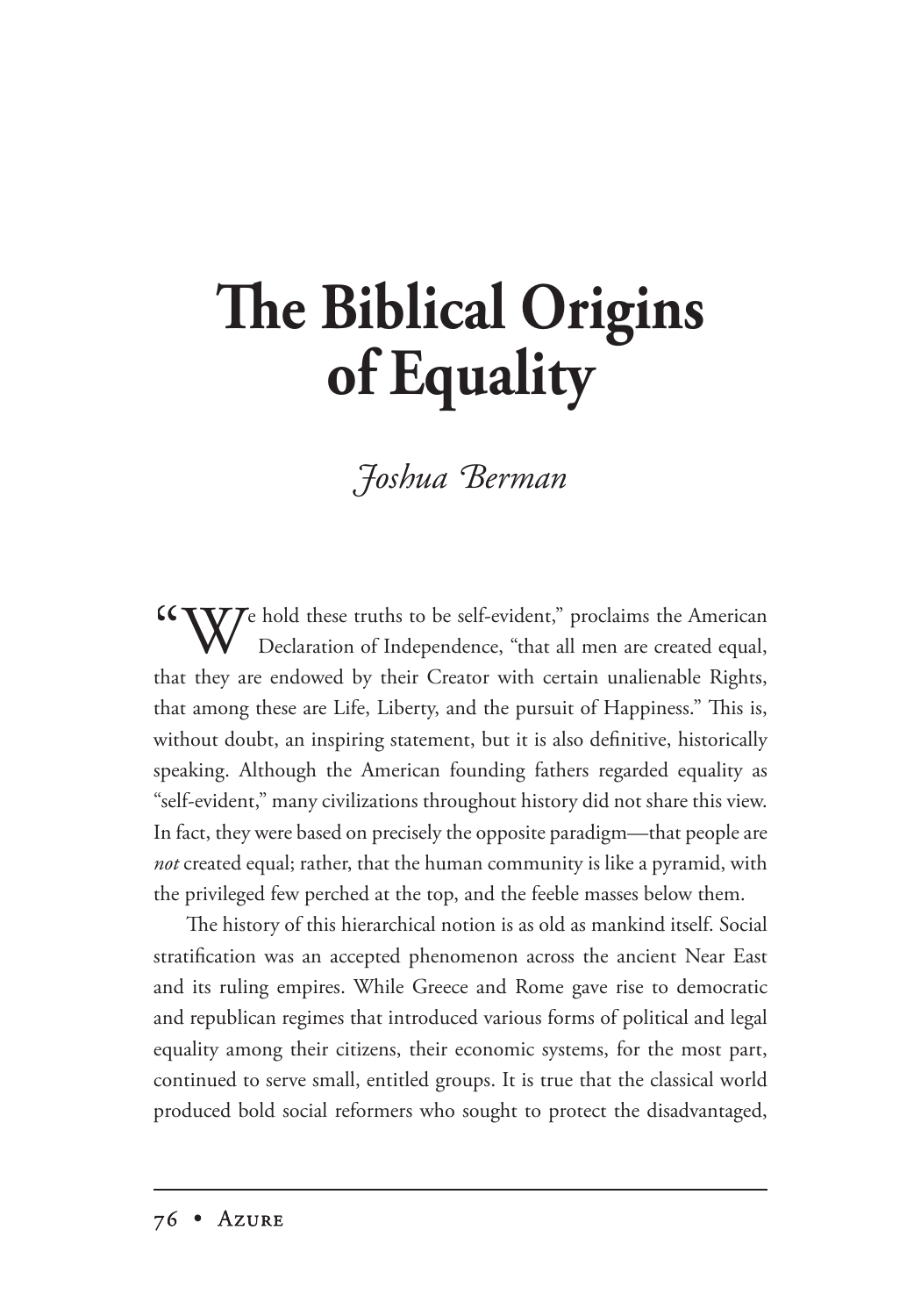# The Biblical Origins of Equality

*Joshua Berman*

"We hold these truths to be self-evident," proclaims the American Declaration of Independence, "that all men are created equal, that they are endowed by their Creator with certain unalienable Rights, that among these are Life, Liberty, and the pursuit of Happiness." This is, without doubt, an inspiring statement, but it is also definitive, historically speaking. Although the American founding fathers regarded equality as "self-evident," many civilizations throughout history did not share this view. In fact, they were based on precisely the opposite paradigm—that people are *not* created equal; rather, that the human community is like a pyramid, with the privileged few perched at the top, and the feeble masses below them.

The history of this hierarchical notion is as old as mankind itself. Social stratification was an accepted phenomenon across the ancient Near East and its ruling empires. While Greece and Rome gave rise to democratic and republican regimes that introduced various forms of political and legal equality among their citizens, their economic systems, for the most part, continued to serve small, entitled groups. It is true that the classical world produced bold social reformers who sought to protect the disadvantaged,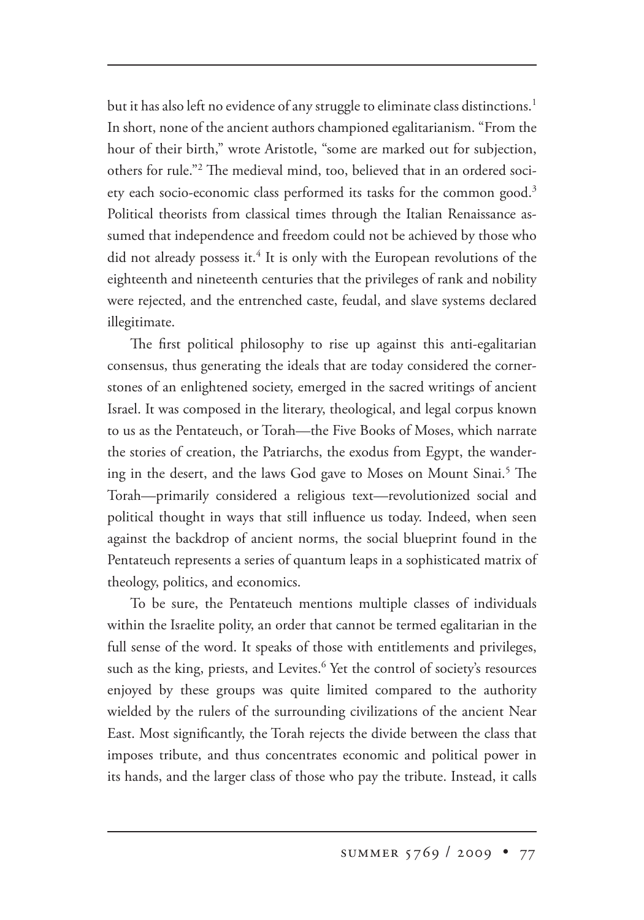but it has also left no evidence of any struggle to eliminate class distinctions.[1] In short, none of the ancient authors championed egalitarianism. "From the hour of their birth," wrote Aristotle, "some are marked out for subjection, others for rule."[2] The medieval mind, too, believed that in an ordered society each socio-economic class performed its tasks for the common good.[3] Political theorists from classical times through the Italian Renaissance assumed that independence and freedom could not be achieved by those who did not already possess it.[4] It is only with the European revolutions of the eighteenth and nineteenth centuries that the privileges of rank and nobility were rejected, and the entrenched caste, feudal, and slave systems declared illegitimate.

The first political philosophy to rise up against this anti-egalitarian consensus, thus generating the ideals that are today considered the cornerstones of an enlightened society, emerged in the sacred writings of ancient Israel. It was composed in the literary, theological, and legal corpus known to us as the Pentateuch, or Torah—the Five Books of Moses, which narrate the stories of creation, the Patriarchs, the exodus from Egypt, the wandering in the desert, and the laws God gave to Moses on Mount Sinai.[5] The Torah—primarily considered a religious text—revolutionized social and political thought in ways that still influence us today. Indeed, when seen against the backdrop of ancient norms, the social blueprint found in the Pentateuch represents a series of quantum leaps in a sophisticated matrix of theology, politics, and economics.

To be sure, the Pentateuch mentions multiple classes of individuals within the Israelite polity, an order that cannot be termed egalitarian in the full sense of the word. It speaks of those with entitlements and privileges, such as the king, priests, and Levites.[6] Yet the control of society's resources enjoyed by these groups was quite limited compared to the authority wielded by the rulers of the surrounding civilizations of the ancient Near East. Most significantly, the Torah rejects the divide between the class that imposes tribute, and thus concentrates economic and political power in its hands, and the larger class of those who pay the tribute. Instead, it calls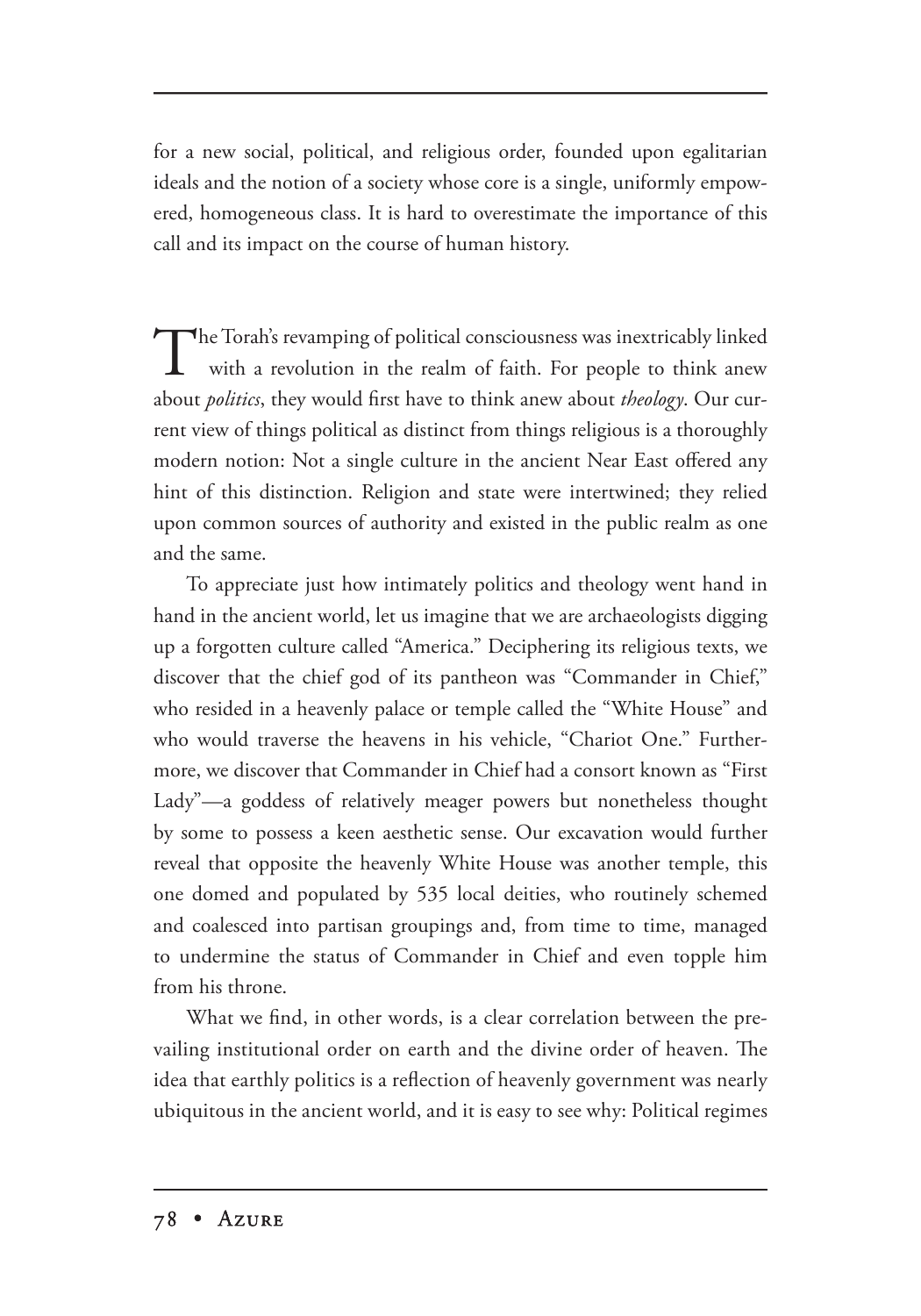for a new social, political, and religious order, founded upon egalitarian ideals and the notion of a society whose core is a single, uniformly empowered, homogeneous class. It is hard to overestimate the importance of this call and its impact on the course of human history.

The Torah's revamping of political consciousness was inextricably linked with a revolution in the realm of faith. For people to think anew about *politics*, they would first have to think anew about *theology*. Our current view of things political as distinct from things religious is a thoroughly modern notion: Not a single culture in the ancient Near East offered any hint of this distinction. Religion and state were intertwined; they relied upon common sources of authority and existed in the public realm as one and the same.

To appreciate just how intimately politics and theology went hand in hand in the ancient world, let us imagine that we are archaeologists digging up a forgotten culture called "America." Deciphering its religious texts, we discover that the chief god of its pantheon was "Commander in Chief," who resided in a heavenly palace or temple called the "White House" and who would traverse the heavens in his vehicle, "Chariot One." Furthermore, we discover that Commander in Chief had a consort known as "First Lady"—a goddess of relatively meager powers but nonetheless thought by some to possess a keen aesthetic sense. Our excavation would further reveal that opposite the heavenly White House was another temple, this one domed and populated by 535 local deities, who routinely schemed and coalesced into partisan groupings and, from time to time, managed to undermine the status of Commander in Chief and even topple him from his throne.

What we find, in other words, is a clear correlation between the prevailing institutional order on earth and the divine order of heaven. The idea that earthly politics is a reflection of heavenly government was nearly ubiquitous in the ancient world, and it is easy to see why: Political regimes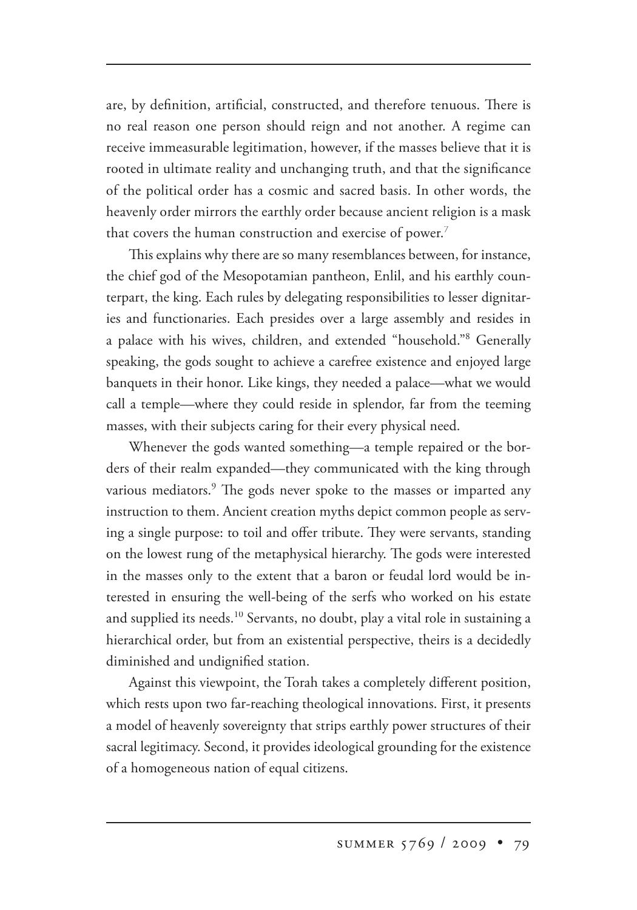are, by definition, artificial, constructed, and therefore tenuous. There is no real reason one person should reign and not another. A regime can receive immeasurable legitimation, however, if the masses believe that it is rooted in ultimate reality and unchanging truth, and that the significance of the political order has a cosmic and sacred basis. In other words, the heavenly order mirrors the earthly order because ancient religion is a mask that covers the human construction and exercise of power.[7]

This explains why there are so many resemblances between, for instance, the chief god of the Mesopotamian pantheon, Enlil, and his earthly counterpart, the king. Each rules by delegating responsibilities to lesser dignitaries and functionaries. Each presides over a large assembly and resides in a palace with his wives, children, and extended "household."[8] Generally speaking, the gods sought to achieve a carefree existence and enjoyed large banquets in their honor. Like kings, they needed a palace—what we would call a temple—where they could reside in splendor, far from the teeming masses, with their subjects caring for their every physical need.

Whenever the gods wanted something—a temple repaired or the borders of their realm expanded—they communicated with the king through various mediators.[9] The gods never spoke to the masses or imparted any instruction to them. Ancient creation myths depict common people as serving a single purpose: to toil and offer tribute. They were servants, standing on the lowest rung of the metaphysical hierarchy. The gods were interested in the masses only to the extent that a baron or feudal lord would be interested in ensuring the well-being of the serfs who worked on his estate and supplied its needs.[10] Servants, no doubt, play a vital role in sustaining a hierarchical order, but from an existential perspective, theirs is a decidedly diminished and undignified station.

Against this viewpoint, the Torah takes a completely different position, which rests upon two far-reaching theological innovations. First, it presents a model of heavenly sovereignty that strips earthly power structures of their sacral legitimacy. Second, it provides ideological grounding for the existence of a homogeneous nation of equal citizens.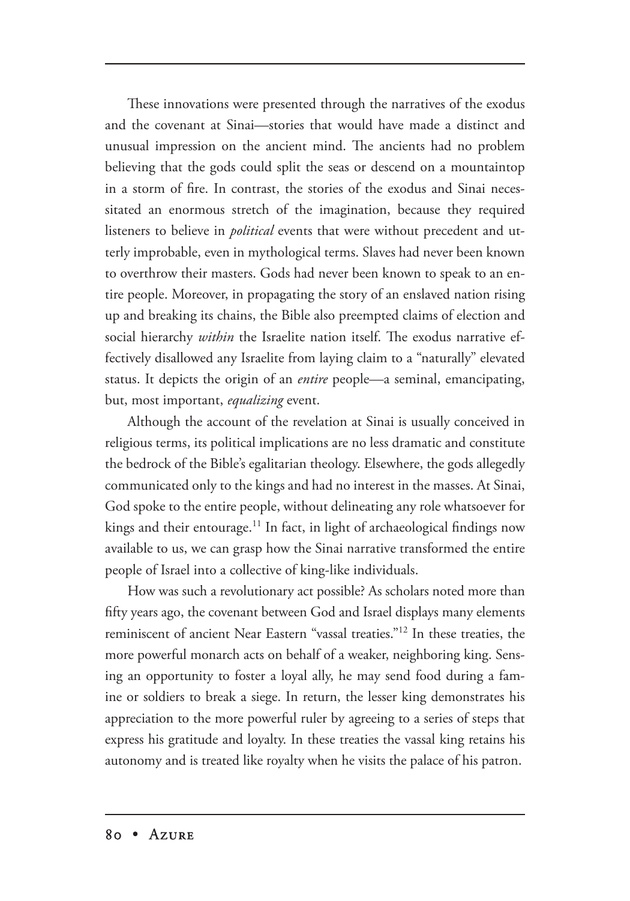These innovations were presented through the narratives of the exodus and the covenant at Sinai—stories that would have made a distinct and unusual impression on the ancient mind. The ancients had no problem believing that the gods could split the seas or descend on a mountaintop in a storm of fire. In contrast, the stories of the exodus and Sinai necessitated an enormous stretch of the imagination, because they required listeners to believe in *political* events that were without precedent and utterly improbable, even in mythological terms. Slaves had never been known to overthrow their masters. Gods had never been known to speak to an entire people. Moreover, in propagating the story of an enslaved nation rising up and breaking its chains, the Bible also preempted claims of election and social hierarchy *within* the Israelite nation itself. The exodus narrative effectively disallowed any Israelite from laying claim to a "naturally" elevated status. It depicts the origin of an *entire* people—a seminal, emancipating, but, most important, *equalizing* event.

Although the account of the revelation at Sinai is usually conceived in religious terms, its political implications are no less dramatic and constitute the bedrock of the Bible's egalitarian theology. Elsewhere, the gods allegedly communicated only to the kings and had no interest in the masses. At Sinai, God spoke to the entire people, without delineating any role whatsoever for kings and their entourage.[11] In fact, in light of archaeological findings now available to us, we can grasp how the Sinai narrative transformed the entire people of Israel into a collective of king-like individuals.

How was such a revolutionary act possible? As scholars noted more than fifty years ago, the covenant between God and Israel displays many elements reminiscent of ancient Near Eastern "vassal treaties."[12] In these treaties, the more powerful monarch acts on behalf of a weaker, neighboring king. Sensing an opportunity to foster a loyal ally, he may send food during a famine or soldiers to break a siege. In return, the lesser king demonstrates his appreciation to the more powerful ruler by agreeing to a series of steps that express his gratitude and loyalty. In these treaties the vassal king retains his autonomy and is treated like royalty when he visits the palace of his patron.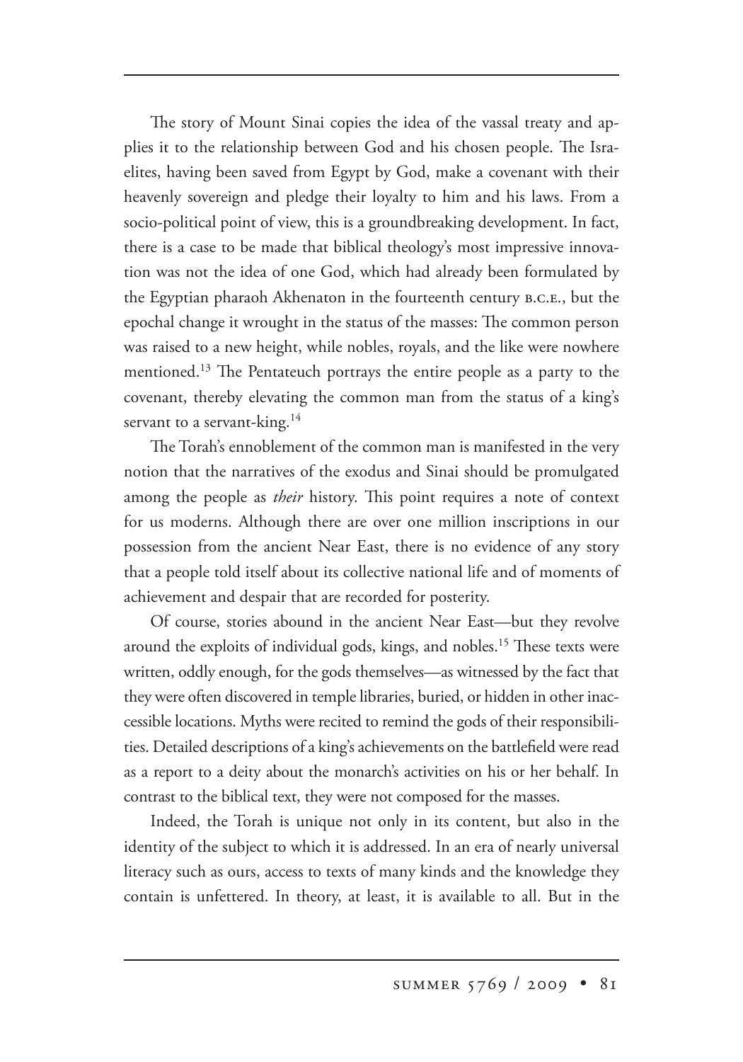The story of Mount Sinai copies the idea of the vassal treaty and applies it to the relationship between God and his chosen people. The Israelites, having been saved from Egypt by God, make a covenant with their heavenly sovereign and pledge their loyalty to him and his laws. From a socio-political point of view, this is a groundbreaking development. In fact, there is a case to be made that biblical theology's most impressive innovation was not the idea of one God, which had already been formulated by the Egyptian pharaoh Akhenaton in the fourteenth century B.C.E., but the epochal change it wrought in the status of the masses: The common person was raised to a new height, while nobles, royals, and the like were nowhere mentioned.[13] The Pentateuch portrays the entire people as a party to the covenant, thereby elevating the common man from the status of a king's servant to a servant-king.[14]

The Torah's ennoblement of the common man is manifested in the very notion that the narratives of the exodus and Sinai should be promulgated among the people as *their* history. This point requires a note of context for us moderns. Although there are over one million inscriptions in our possession from the ancient Near East, there is no evidence of any story that a people told itself about its collective national life and of moments of achievement and despair that are recorded for posterity.

Of course, stories abound in the ancient Near East—but they revolve around the exploits of individual gods, kings, and nobles.[15] These texts were written, oddly enough, for the gods themselves—as witnessed by the fact that they were often discovered in temple libraries, buried, or hidden in other inaccessible locations. Myths were recited to remind the gods of their responsibilities. Detailed descriptions of a king's achievements on the battlefield were read as a report to a deity about the monarch's activities on his or her behalf. In contrast to the biblical text, they were not composed for the masses.

Indeed, the Torah is unique not only in its content, but also in the identity of the subject to which it is addressed. In an era of nearly universal literacy such as ours, access to texts of many kinds and the knowledge they contain is unfettered. In theory, at least, it is available to all. But in the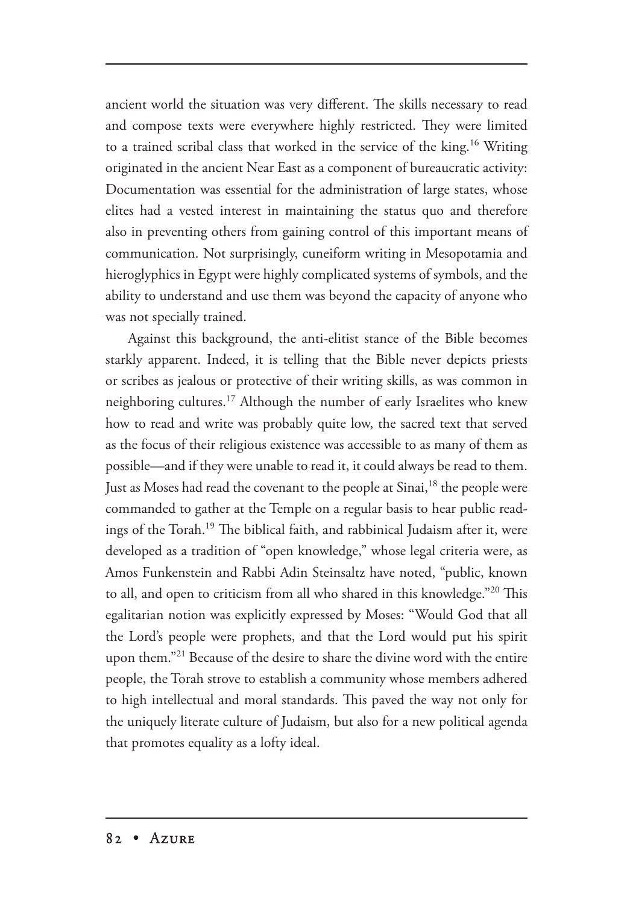ancient world the situation was very different. The skills necessary to read and compose texts were everywhere highly restricted. They were limited to a trained scribal class that worked in the service of the king.[16] Writing originated in the ancient Near East as a component of bureaucratic activity: Documentation was essential for the administration of large states, whose elites had a vested interest in maintaining the status quo and therefore also in preventing others from gaining control of this important means of communication. Not surprisingly, cuneiform writing in Mesopotamia and hieroglyphics in Egypt were highly complicated systems of symbols, and the ability to understand and use them was beyond the capacity of anyone who was not specially trained.

Against this background, the anti-elitist stance of the Bible becomes starkly apparent. Indeed, it is telling that the Bible never depicts priests or scribes as jealous or protective of their writing skills, as was common in neighboring cultures.[17] Although the number of early Israelites who knew how to read and write was probably quite low, the sacred text that served as the focus of their religious existence was accessible to as many of them as possible—and if they were unable to read it, it could always be read to them. Just as Moses had read the covenant to the people at Sinai,[18] the people were commanded to gather at the Temple on a regular basis to hear public readings of the Torah.[19] The biblical faith, and rabbinical Judaism after it, were developed as a tradition of "open knowledge," whose legal criteria were, as Amos Funkenstein and Rabbi Adin Steinsaltz have noted, "public, known to all, and open to criticism from all who shared in this knowledge."[20] This egalitarian notion was explicitly expressed by Moses: "Would God that all the Lord's people were prophets, and that the Lord would put his spirit upon them."[21] Because of the desire to share the divine word with the entire people, the Torah strove to establish a community whose members adhered to high intellectual and moral standards. This paved the way not only for the uniquely literate culture of Judaism, but also for a new political agenda that promotes equality as a lofty ideal.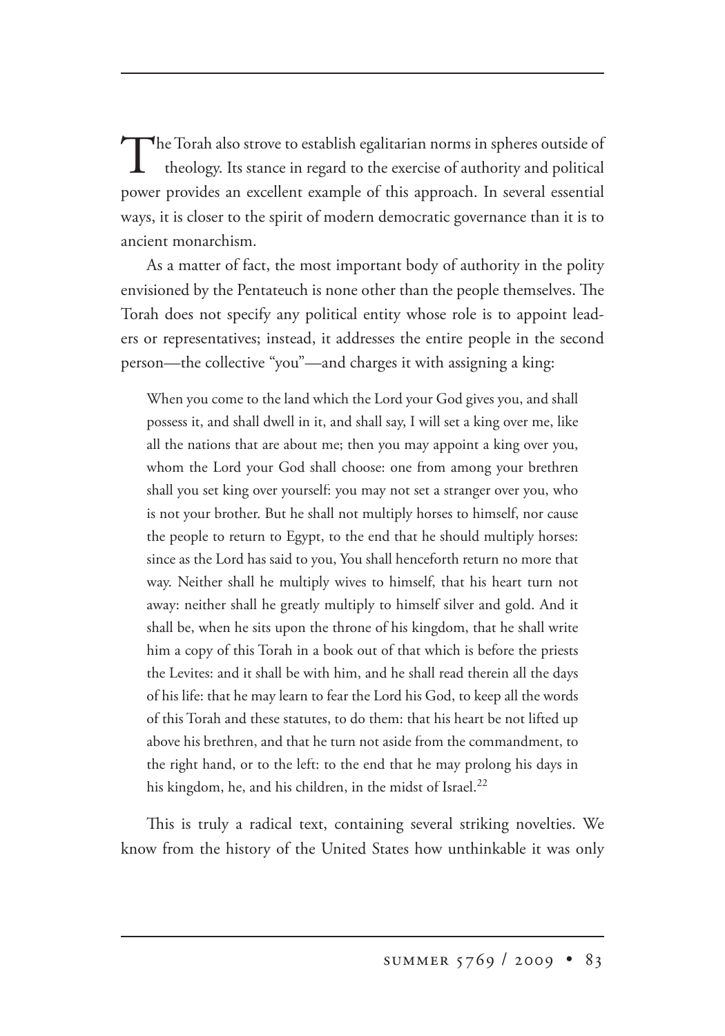The Torah also strove to establish egalitarian norms in spheres outside of theology. Its stance in regard to the exercise of authority and political power provides an excellent example of this approach. In several essential ways, it is closer to the spirit of modern democratic governance than it is to ancient monarchism.

As a matter of fact, the most important body of authority in the polity envisioned by the Pentateuch is none other than the people themselves. The Torah does not specify any political entity whose role is to appoint leaders or representatives; instead, it addresses the entire people in the second person—the collective "you"—and charges it with assigning a king:

> When you come to the land which the Lord your God gives you, and shall possess it, and shall dwell in it, and shall say, I will set a king over me, like all the nations that are about me; then you may appoint a king over you, whom the Lord your God shall choose: one from among your brethren shall you set king over yourself: you may not set a stranger over you, who is not your brother. But he shall not multiply horses to himself, nor cause the people to return to Egypt, to the end that he should multiply horses: since as the Lord has said to you, You shall henceforth return no more that way. Neither shall he multiply wives to himself, that his heart turn not away: neither shall he greatly multiply to himself silver and gold. And it shall be, when he sits upon the throne of his kingdom, that he shall write him a copy of this Torah in a book out of that which is before the priests the Levites: and it shall be with him, and he shall read therein all the days of his life: that he may learn to fear the Lord his God, to keep all the words of this Torah and these statutes, to do them: that his heart be not lifted up above his brethren, and that he turn not aside from the commandment, to the right hand, or to the left: to the end that he may prolong his days in his kingdom, he, and his children, in the midst of Israel.[22]

This is truly a radical text, containing several striking novelties. We know from the history of the United States how unthinkable it was only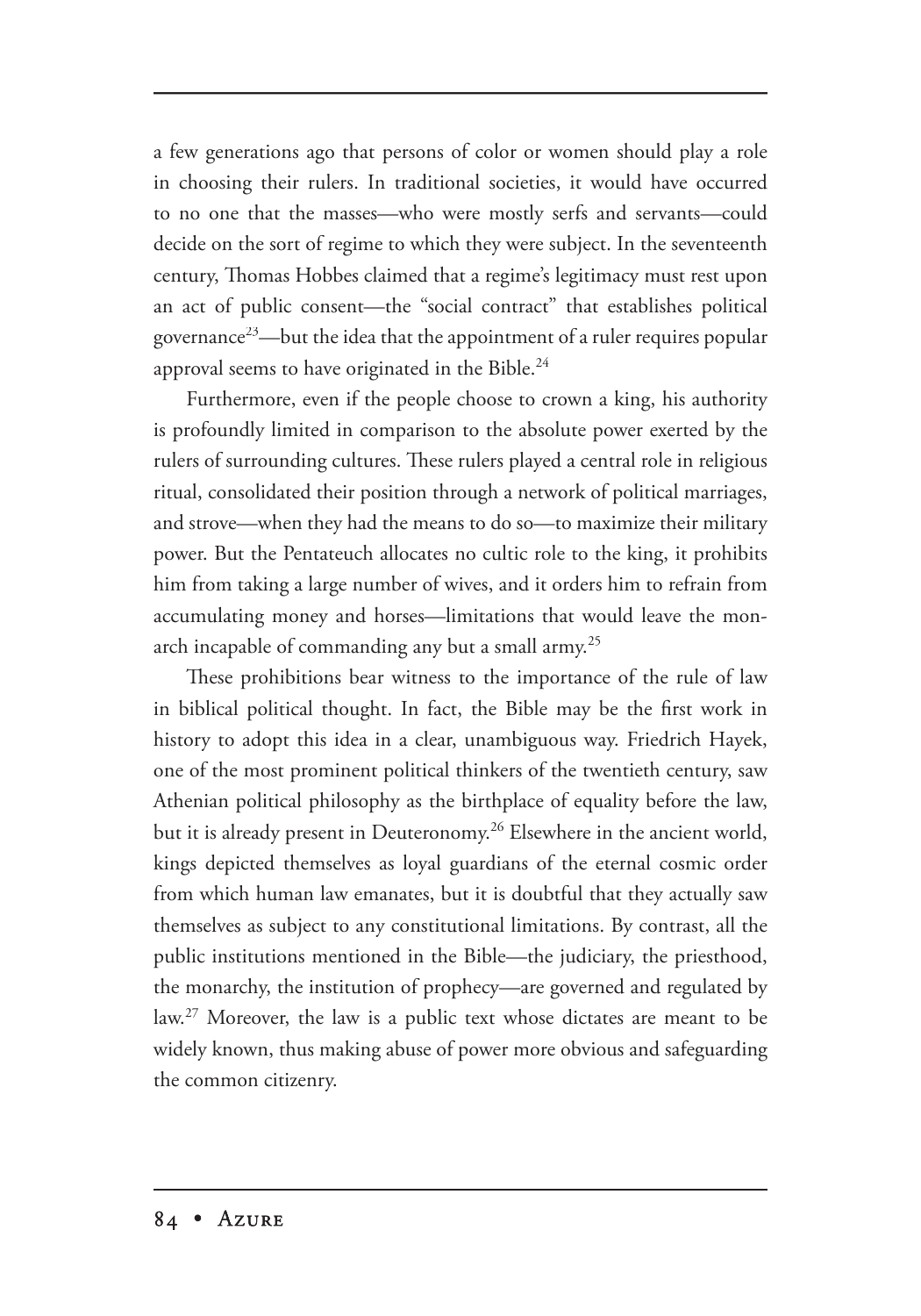a few generations ago that persons of color or women should play a role in choosing their rulers. In traditional societies, it would have occurred to no one that the masses—who were mostly serfs and servants—could decide on the sort of regime to which they were subject. In the seventeenth century, Thomas Hobbes claimed that a regime's legitimacy must rest upon an act of public consent—the "social contract" that establishes political governance[23]—but the idea that the appointment of a ruler requires popular approval seems to have originated in the Bible.[24]

Furthermore, even if the people choose to crown a king, his authority is profoundly limited in comparison to the absolute power exerted by the rulers of surrounding cultures. These rulers played a central role in religious ritual, consolidated their position through a network of political marriages, and strove—when they had the means to do so—to maximize their military power. But the Pentateuch allocates no cultic role to the king, it prohibits him from taking a large number of wives, and it orders him to refrain from accumulating money and horses—limitations that would leave the monarch incapable of commanding any but a small army.[25]

These prohibitions bear witness to the importance of the rule of law in biblical political thought. In fact, the Bible may be the first work in history to adopt this idea in a clear, unambiguous way. Friedrich Hayek, one of the most prominent political thinkers of the twentieth century, saw Athenian political philosophy as the birthplace of equality before the law, but it is already present in Deuteronomy.[26] Elsewhere in the ancient world, kings depicted themselves as loyal guardians of the eternal cosmic order from which human law emanates, but it is doubtful that they actually saw themselves as subject to any constitutional limitations. By contrast, all the public institutions mentioned in the Bible—the judiciary, the priesthood, the monarchy, the institution of prophecy—are governed and regulated by law.[27] Moreover, the law is a public text whose dictates are meant to be widely known, thus making abuse of power more obvious and safeguarding the common citizenry.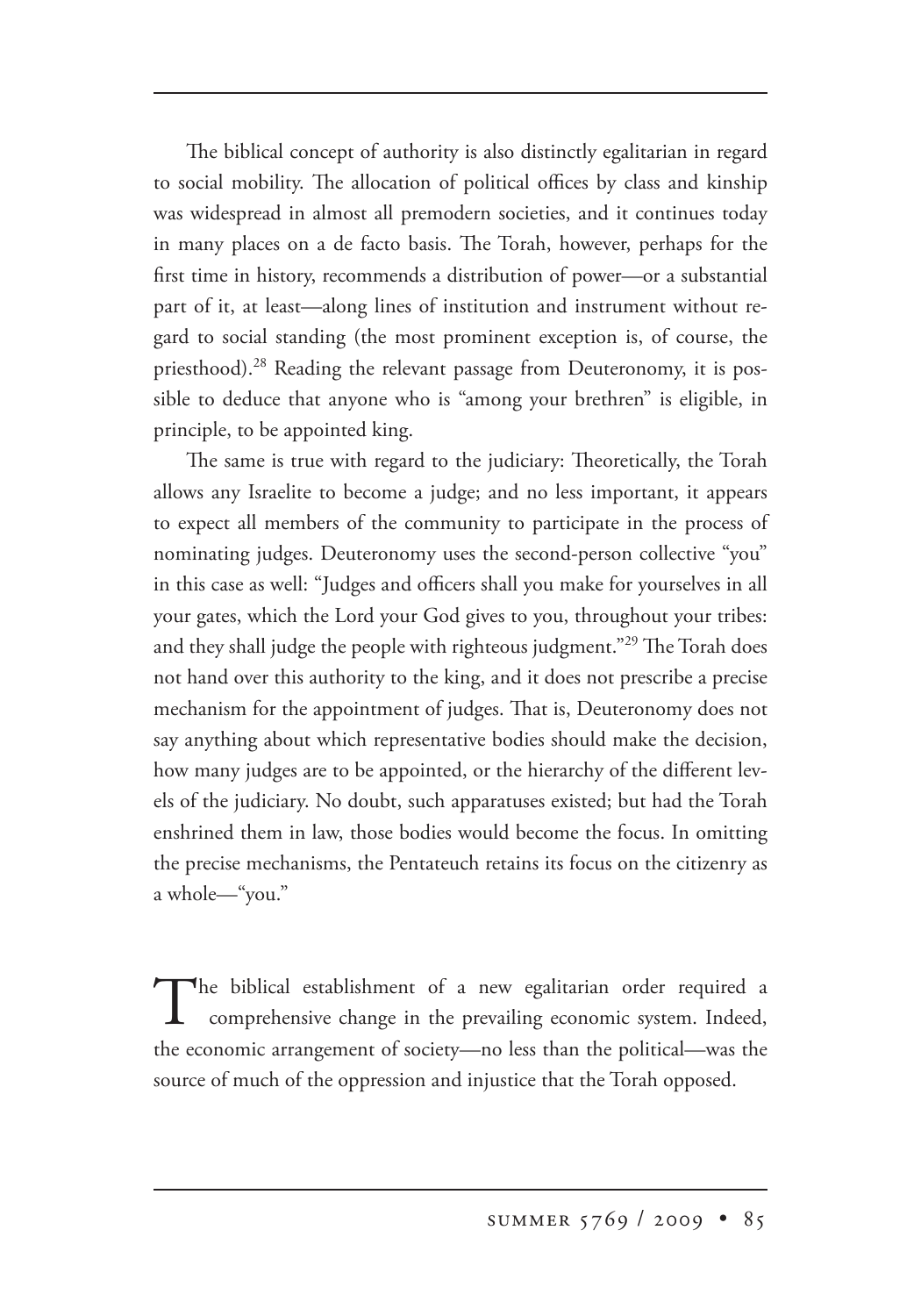The biblical concept of authority is also distinctly egalitarian in regard to social mobility. The allocation of political offices by class and kinship was widespread in almost all premodern societies, and it continues today in many places on a de facto basis. The Torah, however, perhaps for the first time in history, recommends a distribution of power—or a substantial part of it, at least—along lines of institution and instrument without regard to social standing (the most prominent exception is, of course, the priesthood).[28] Reading the relevant passage from Deuteronomy, it is possible to deduce that anyone who is "among your brethren" is eligible, in principle, to be appointed king.

The same is true with regard to the judiciary: Theoretically, the Torah allows any Israelite to become a judge; and no less important, it appears to expect all members of the community to participate in the process of nominating judges. Deuteronomy uses the second-person collective "you" in this case as well: "Judges and officers shall you make for yourselves in all your gates, which the Lord your God gives to you, throughout your tribes: and they shall judge the people with righteous judgment."[29] The Torah does not hand over this authority to the king, and it does not prescribe a precise mechanism for the appointment of judges. That is, Deuteronomy does not say anything about which representative bodies should make the decision, how many judges are to be appointed, or the hierarchy of the different levels of the judiciary. No doubt, such apparatuses existed; but had the Torah enshrined them in law, those bodies would become the focus. In omitting the precise mechanisms, the Pentateuch retains its focus on the citizenry as a whole—"you."

The biblical establishment of a new egalitarian order required a comprehensive change in the prevailing economic system. Indeed, the economic arrangement of society—no less than the political—was the source of much of the oppression and injustice that the Torah opposed.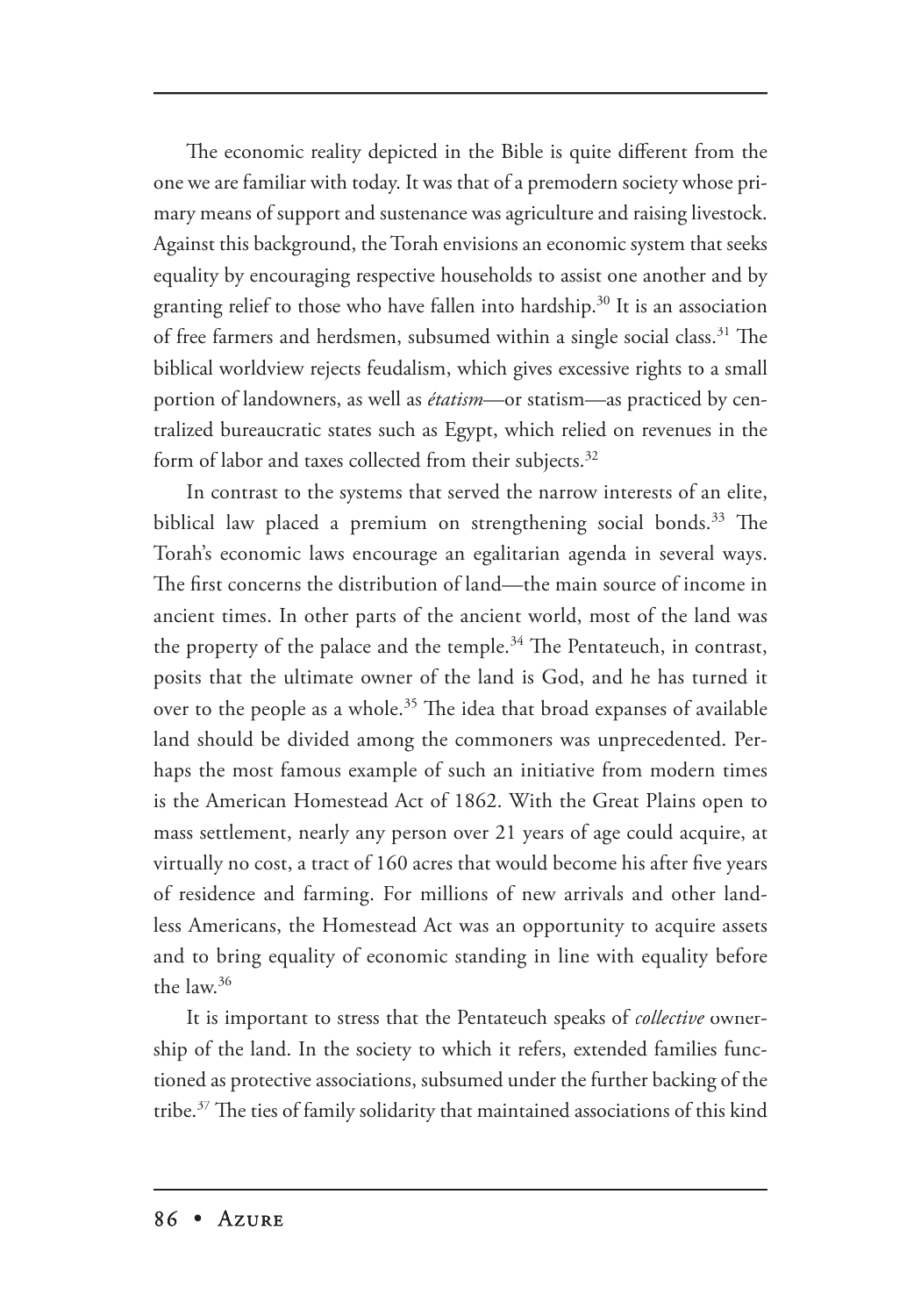The economic reality depicted in the Bible is quite different from the one we are familiar with today. It was that of a premodern society whose primary means of support and sustenance was agriculture and raising livestock. Against this background, the Torah envisions an economic system that seeks equality by encouraging respective households to assist one another and by granting relief to those who have fallen into hardship.[30] It is an association of free farmers and herdsmen, subsumed within a single social class.[31] The biblical worldview rejects feudalism, which gives excessive rights to a small portion of landowners, as well as *étatism*—or statism—as practiced by centralized bureaucratic states such as Egypt, which relied on revenues in the form of labor and taxes collected from their subjects.[32]

In contrast to the systems that served the narrow interests of an elite, biblical law placed a premium on strengthening social bonds.[33] The Torah's economic laws encourage an egalitarian agenda in several ways. The first concerns the distribution of land—the main source of income in ancient times. In other parts of the ancient world, most of the land was the property of the palace and the temple.[34] The Pentateuch, in contrast, posits that the ultimate owner of the land is God, and he has turned it over to the people as a whole.[35] The idea that broad expanses of available land should be divided among the commoners was unprecedented. Perhaps the most famous example of such an initiative from modern times is the American Homestead Act of 1862. With the Great Plains open to mass settlement, nearly any person over 21 years of age could acquire, at virtually no cost, a tract of 160 acres that would become his after five years of residence and farming. For millions of new arrivals and other landless Americans, the Homestead Act was an opportunity to acquire assets and to bring equality of economic standing in line with equality before the law.[36]

It is important to stress that the Pentateuch speaks of *collective* ownership of the land. In the society to which it refers, extended families functioned as protective associations, subsumed under the further backing of the tribe.[37] The ties of family solidarity that maintained associations of this kind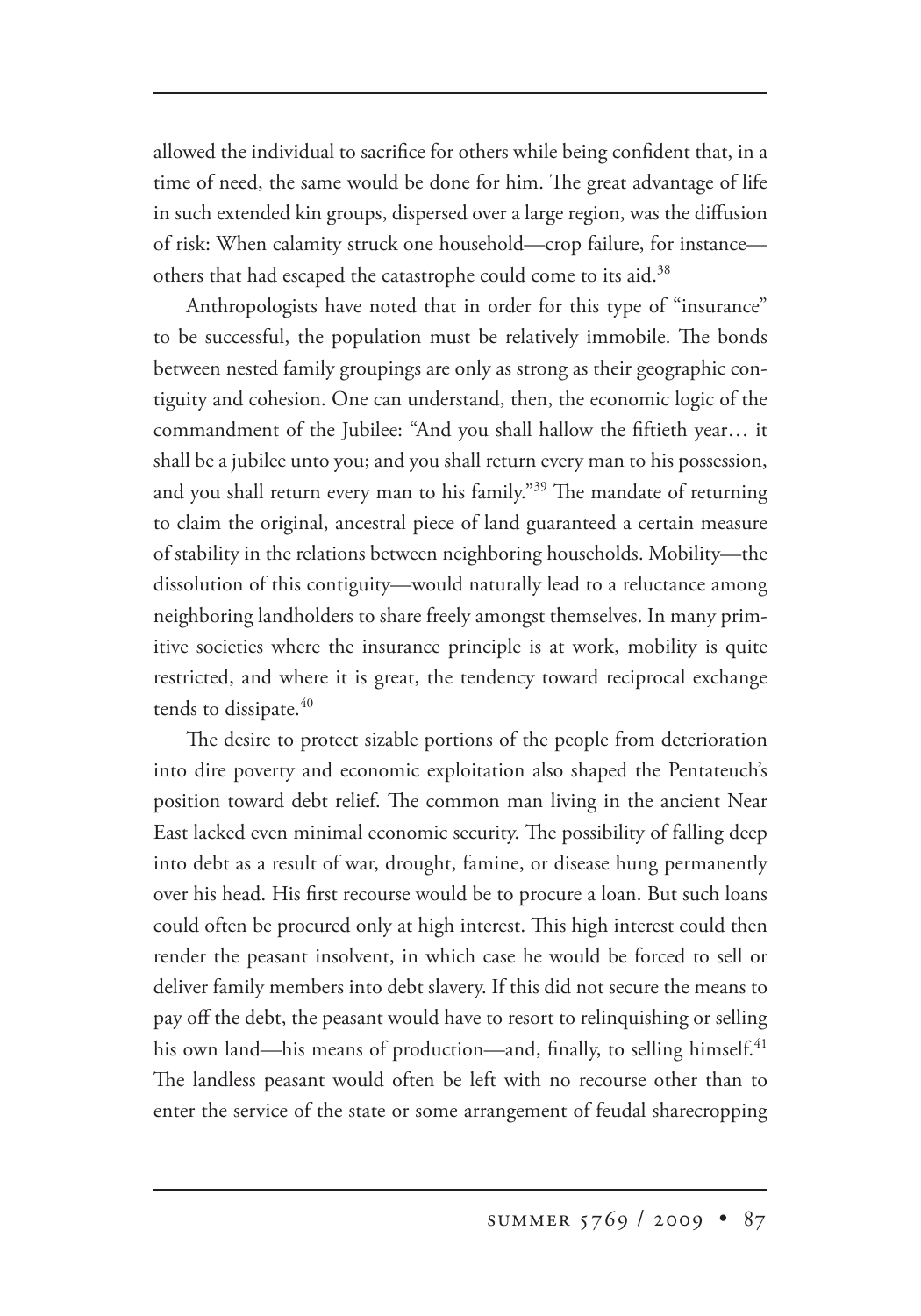allowed the individual to sacrifice for others while being confident that, in a time of need, the same would be done for him. The great advantage of life in such extended kin groups, dispersed over a large region, was the diffusion of risk: When calamity struck one household—crop failure, for instance—others that had escaped the catastrophe could come to its aid.[38]

Anthropologists have noted that in order for this type of "insurance" to be successful, the population must be relatively immobile. The bonds between nested family groupings are only as strong as their geographic contiguity and cohesion. One can understand, then, the economic logic of the commandment of the Jubilee: "And you shall hallow the fiftieth year… it shall be a jubilee unto you; and you shall return every man to his possession, and you shall return every man to his family."[39] The mandate of returning to claim the original, ancestral piece of land guaranteed a certain measure of stability in the relations between neighboring households. Mobility—the dissolution of this contiguity—would naturally lead to a reluctance among neighboring landholders to share freely amongst themselves. In many primitive societies where the insurance principle is at work, mobility is quite restricted, and where it is great, the tendency toward reciprocal exchange tends to dissipate.[40]

The desire to protect sizable portions of the people from deterioration into dire poverty and economic exploitation also shaped the Pentateuch's position toward debt relief. The common man living in the ancient Near East lacked even minimal economic security. The possibility of falling deep into debt as a result of war, drought, famine, or disease hung permanently over his head. His first recourse would be to procure a loan. But such loans could often be procured only at high interest. This high interest could then render the peasant insolvent, in which case he would be forced to sell or deliver family members into debt slavery. If this did not secure the means to pay off the debt, the peasant would have to resort to relinquishing or selling his own land—his means of production—and, finally, to selling himself.[41] The landless peasant would often be left with no recourse other than to enter the service of the state or some arrangement of feudal sharecropping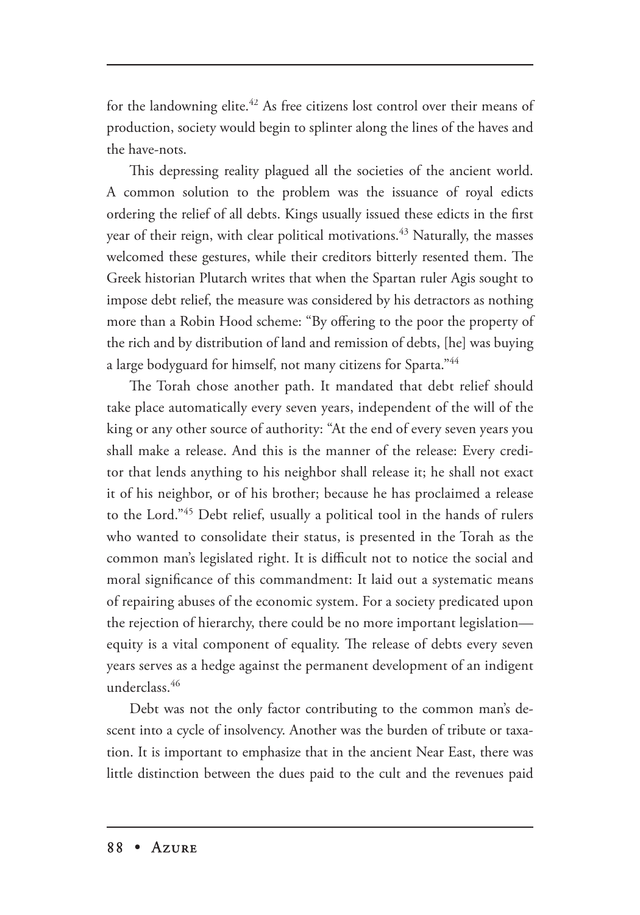for the landowning elite.[42] As free citizens lost control over their means of production, society would begin to splinter along the lines of the haves and the have-nots.

This depressing reality plagued all the societies of the ancient world. A common solution to the problem was the issuance of royal edicts ordering the relief of all debts. Kings usually issued these edicts in the first year of their reign, with clear political motivations.[43] Naturally, the masses welcomed these gestures, while their creditors bitterly resented them. The Greek historian Plutarch writes that when the Spartan ruler Agis sought to impose debt relief, the measure was considered by his detractors as nothing more than a Robin Hood scheme: "By offering to the poor the property of the rich and by distribution of land and remission of debts, [he] was buying a large bodyguard for himself, not many citizens for Sparta."[44]

The Torah chose another path. It mandated that debt relief should take place automatically every seven years, independent of the will of the king or any other source of authority: "At the end of every seven years you shall make a release. And this is the manner of the release: Every creditor that lends anything to his neighbor shall release it; he shall not exact it of his neighbor, or of his brother; because he has proclaimed a release to the Lord."[45] Debt relief, usually a political tool in the hands of rulers who wanted to consolidate their status, is presented in the Torah as the common man's legislated right. It is difficult not to notice the social and moral significance of this commandment: It laid out a systematic means of repairing abuses of the economic system. For a society predicated upon the rejection of hierarchy, there could be no more important legislation—equity is a vital component of equality. The release of debts every seven years serves as a hedge against the permanent development of an indigent underclass.[46]

Debt was not the only factor contributing to the common man's descent into a cycle of insolvency. Another was the burden of tribute or taxation. It is important to emphasize that in the ancient Near East, there was little distinction between the dues paid to the cult and the revenues paid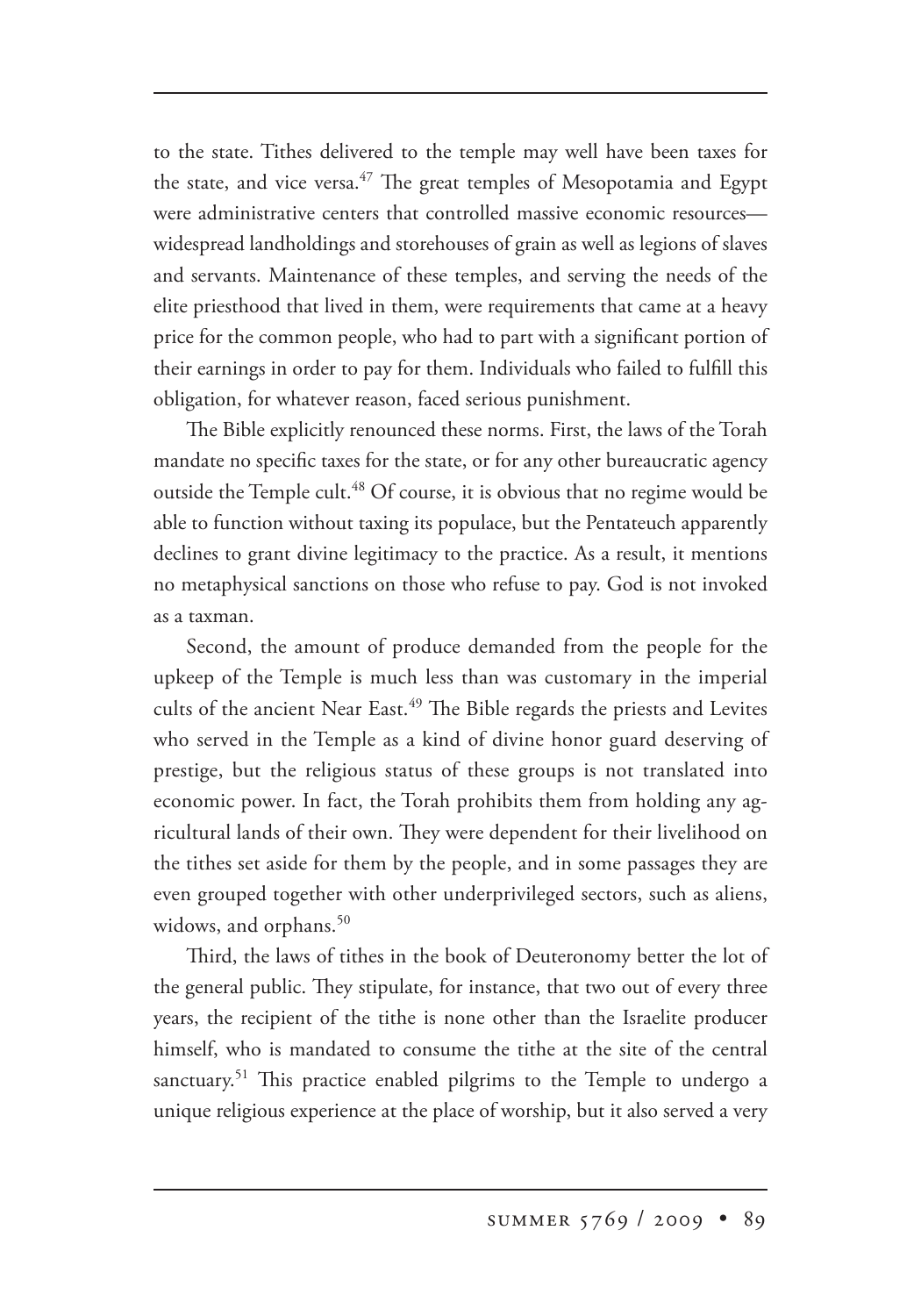to the state. Tithes delivered to the temple may well have been taxes for the state, and vice versa.[47] The great temples of Mesopotamia and Egypt were administrative centers that controlled massive economic resources—widespread landholdings and storehouses of grain as well as legions of slaves and servants. Maintenance of these temples, and serving the needs of the elite priesthood that lived in them, were requirements that came at a heavy price for the common people, who had to part with a significant portion of their earnings in order to pay for them. Individuals who failed to fulfill this obligation, for whatever reason, faced serious punishment.

The Bible explicitly renounced these norms. First, the laws of the Torah mandate no specific taxes for the state, or for any other bureaucratic agency outside the Temple cult.[48] Of course, it is obvious that no regime would be able to function without taxing its populace, but the Pentateuch apparently declines to grant divine legitimacy to the practice. As a result, it mentions no metaphysical sanctions on those who refuse to pay. God is not invoked as a taxman.

Second, the amount of produce demanded from the people for the upkeep of the Temple is much less than was customary in the imperial cults of the ancient Near East.[49] The Bible regards the priests and Levites who served in the Temple as a kind of divine honor guard deserving of prestige, but the religious status of these groups is not translated into economic power. In fact, the Torah prohibits them from holding any agricultural lands of their own. They were dependent for their livelihood on the tithes set aside for them by the people, and in some passages they are even grouped together with other underprivileged sectors, such as aliens, widows, and orphans.[50]

Third, the laws of tithes in the book of Deuteronomy better the lot of the general public. They stipulate, for instance, that two out of every three years, the recipient of the tithe is none other than the Israelite producer himself, who is mandated to consume the tithe at the site of the central sanctuary.[51] This practice enabled pilgrims to the Temple to undergo a unique religious experience at the place of worship, but it also served a very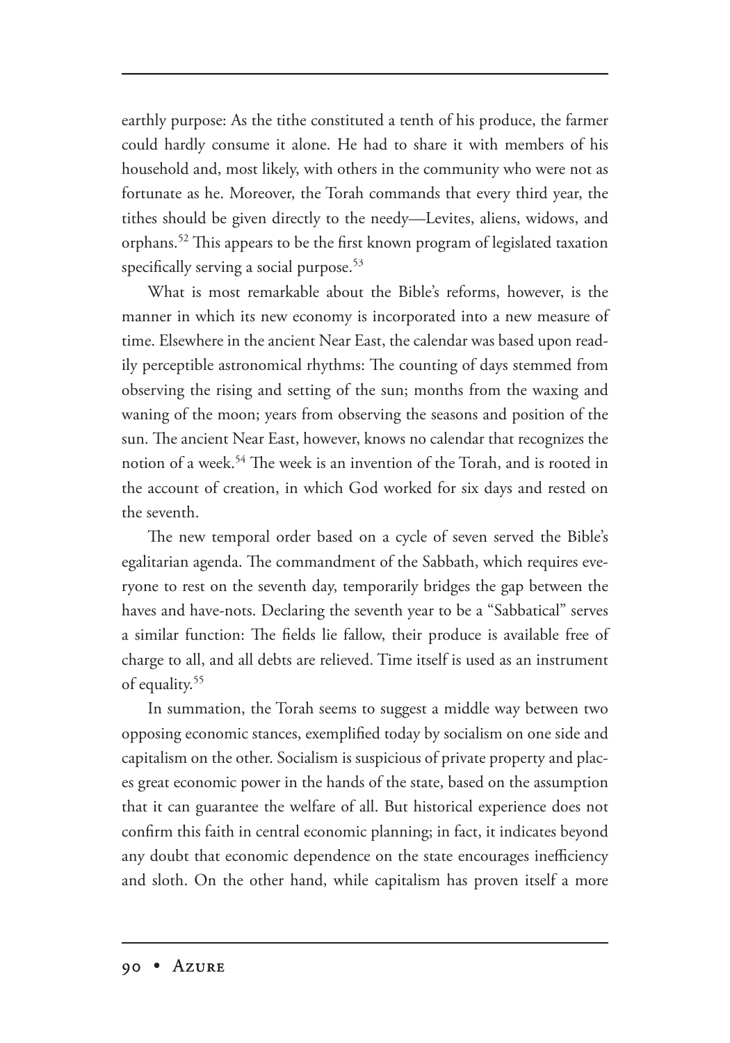earthly purpose: As the tithe constituted a tenth of his produce, the farmer could hardly consume it alone. He had to share it with members of his household and, most likely, with others in the community who were not as fortunate as he. Moreover, the Torah commands that every third year, the tithes should be given directly to the needy—Levites, aliens, widows, and orphans.[52] This appears to be the first known program of legislated taxation specifically serving a social purpose.[53]

What is most remarkable about the Bible's reforms, however, is the manner in which its new economy is incorporated into a new measure of time. Elsewhere in the ancient Near East, the calendar was based upon readily perceptible astronomical rhythms: The counting of days stemmed from observing the rising and setting of the sun; months from the waxing and waning of the moon; years from observing the seasons and position of the sun. The ancient Near East, however, knows no calendar that recognizes the notion of a week.[54] The week is an invention of the Torah, and is rooted in the account of creation, in which God worked for six days and rested on the seventh.

The new temporal order based on a cycle of seven served the Bible's egalitarian agenda. The commandment of the Sabbath, which requires everyone to rest on the seventh day, temporarily bridges the gap between the haves and have-nots. Declaring the seventh year to be a "Sabbatical" serves a similar function: The fields lie fallow, their produce is available free of charge to all, and all debts are relieved. Time itself is used as an instrument of equality.[55]

In summation, the Torah seems to suggest a middle way between two opposing economic stances, exemplified today by socialism on one side and capitalism on the other. Socialism is suspicious of private property and places great economic power in the hands of the state, based on the assumption that it can guarantee the welfare of all. But historical experience does not confirm this faith in central economic planning; in fact, it indicates beyond any doubt that economic dependence on the state encourages inefficiency and sloth. On the other hand, while capitalism has proven itself a more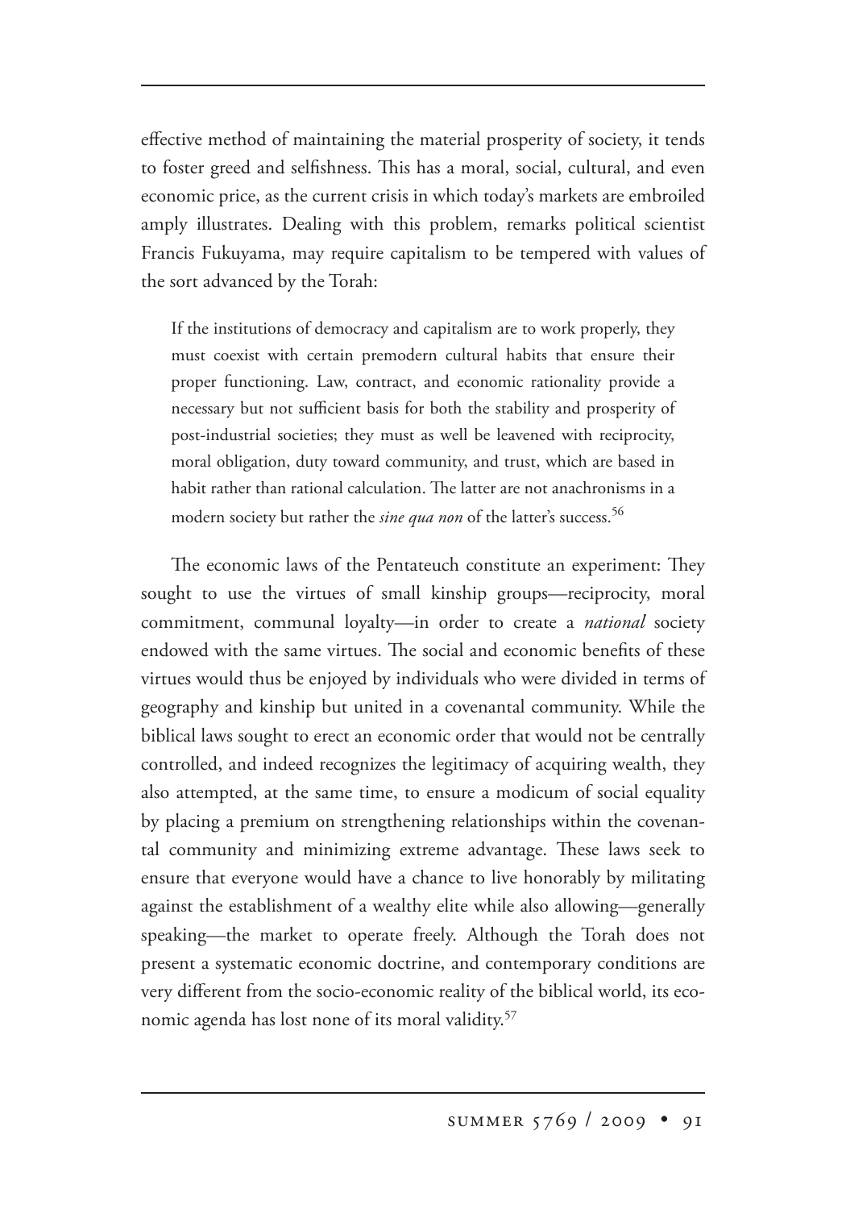effective method of maintaining the material prosperity of society, it tends to foster greed and selfishness. This has a moral, social, cultural, and even economic price, as the current crisis in which today's markets are embroiled amply illustrates. Dealing with this problem, remarks political scientist Francis Fukuyama, may require capitalism to be tempered with values of the sort advanced by the Torah:

> If the institutions of democracy and capitalism are to work properly, they must coexist with certain premodern cultural habits that ensure their proper functioning. Law, contract, and economic rationality provide a necessary but not sufficient basis for both the stability and prosperity of post-industrial societies; they must as well be leavened with reciprocity, moral obligation, duty toward community, and trust, which are based in habit rather than rational calculation. The latter are not anachronisms in a modern society but rather the *sine qua non* of the latter's success.[56]

The economic laws of the Pentateuch constitute an experiment: They sought to use the virtues of small kinship groups—reciprocity, moral commitment, communal loyalty—in order to create a *national* society endowed with the same virtues. The social and economic benefits of these virtues would thus be enjoyed by individuals who were divided in terms of geography and kinship but united in a covenantal community. While the biblical laws sought to erect an economic order that would not be centrally controlled, and indeed recognizes the legitimacy of acquiring wealth, they also attempted, at the same time, to ensure a modicum of social equality by placing a premium on strengthening relationships within the covenantal community and minimizing extreme advantage. These laws seek to ensure that everyone would have a chance to live honorably by militating against the establishment of a wealthy elite while also allowing—generally speaking—the market to operate freely. Although the Torah does not present a systematic economic doctrine, and contemporary conditions are very different from the socio-economic reality of the biblical world, its economic agenda has lost none of its moral validity.[57]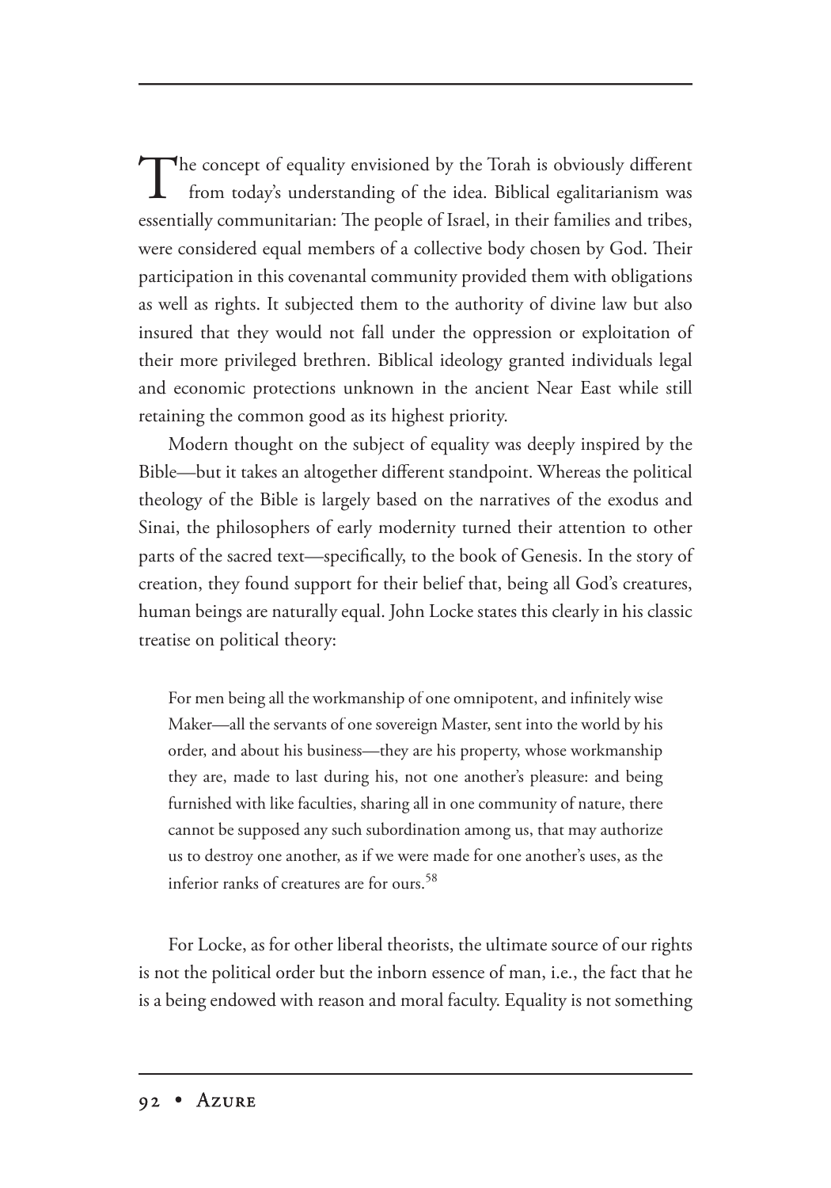The concept of equality envisioned by the Torah is obviously different from today's understanding of the idea. Biblical egalitarianism was essentially communitarian: The people of Israel, in their families and tribes, were considered equal members of a collective body chosen by God. Their participation in this covenantal community provided them with obligations as well as rights. It subjected them to the authority of divine law but also insured that they would not fall under the oppression or exploitation of their more privileged brethren. Biblical ideology granted individuals legal and economic protections unknown in the ancient Near East while still retaining the common good as its highest priority.

Modern thought on the subject of equality was deeply inspired by the Bible—but it takes an altogether different standpoint. Whereas the political theology of the Bible is largely based on the narratives of the exodus and Sinai, the philosophers of early modernity turned their attention to other parts of the sacred text—specifically, to the book of Genesis. In the story of creation, they found support for their belief that, being all God's creatures, human beings are naturally equal. John Locke states this clearly in his classic treatise on political theory:

> For men being all the workmanship of one omnipotent, and infinitely wise Maker—all the servants of one sovereign Master, sent into the world by his order, and about his business—they are his property, whose workmanship they are, made to last during his, not one another's pleasure: and being furnished with like faculties, sharing all in one community of nature, there cannot be supposed any such subordination among us, that may authorize us to destroy one another, as if we were made for one another's uses, as the inferior ranks of creatures are for ours.[58]

For Locke, as for other liberal theorists, the ultimate source of our rights is not the political order but the inborn essence of man, i.e., the fact that he is a being endowed with reason and moral faculty. Equality is not something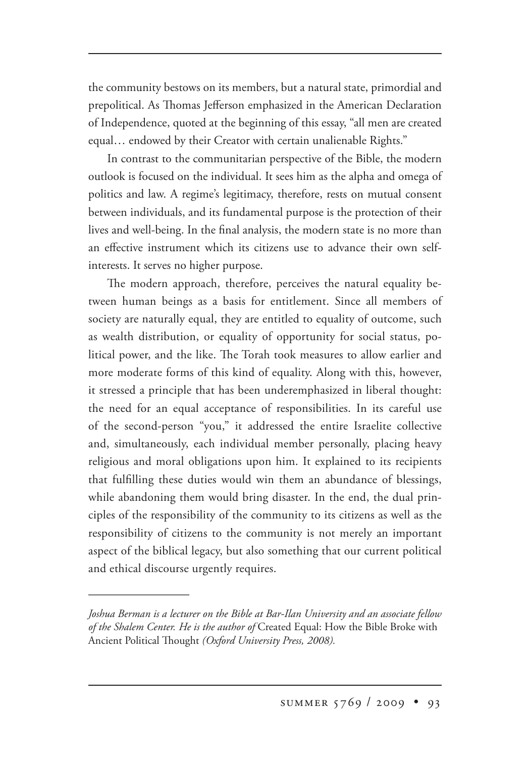the community bestows on its members, but a natural state, primordial and prepolitical. As Thomas Jefferson emphasized in the American Declaration of Independence, quoted at the beginning of this essay, "all men are created equal… endowed by their Creator with certain unalienable Rights."

In contrast to the communitarian perspective of the Bible, the modern outlook is focused on the individual. It sees him as the alpha and omega of politics and law. A regime's legitimacy, therefore, rests on mutual consent between individuals, and its fundamental purpose is the protection of their lives and well-being. In the final analysis, the modern state is no more than an effective instrument which its citizens use to advance their own self-interests. It serves no higher purpose.

The modern approach, therefore, perceives the natural equality between human beings as a basis for entitlement. Since all members of society are naturally equal, they are entitled to equality of outcome, such as wealth distribution, or equality of opportunity for social status, political power, and the like. The Torah took measures to allow earlier and more moderate forms of this kind of equality. Along with this, however, it stressed a principle that has been underemphasized in liberal thought: the need for an equal acceptance of responsibilities. In its careful use of the second-person "you," it addressed the entire Israelite collective and, simultaneously, each individual member personally, placing heavy religious and moral obligations upon him. It explained to its recipients that fulfilling these duties would win them an abundance of blessings, while abandoning them would bring disaster. In the end, the dual principles of the responsibility of the community to its citizens as well as the responsibility of citizens to the community is not merely an important aspect of the biblical legacy, but also something that our current political and ethical discourse urgently requires.

---

*Joshua Berman is a lecturer on the Bible at Bar-Ilan University and an associate fellow of the Shalem Center. He is the author of* Created Equal: How the Bible Broke with Ancient Political Thought *(Oxford University Press, 2008).*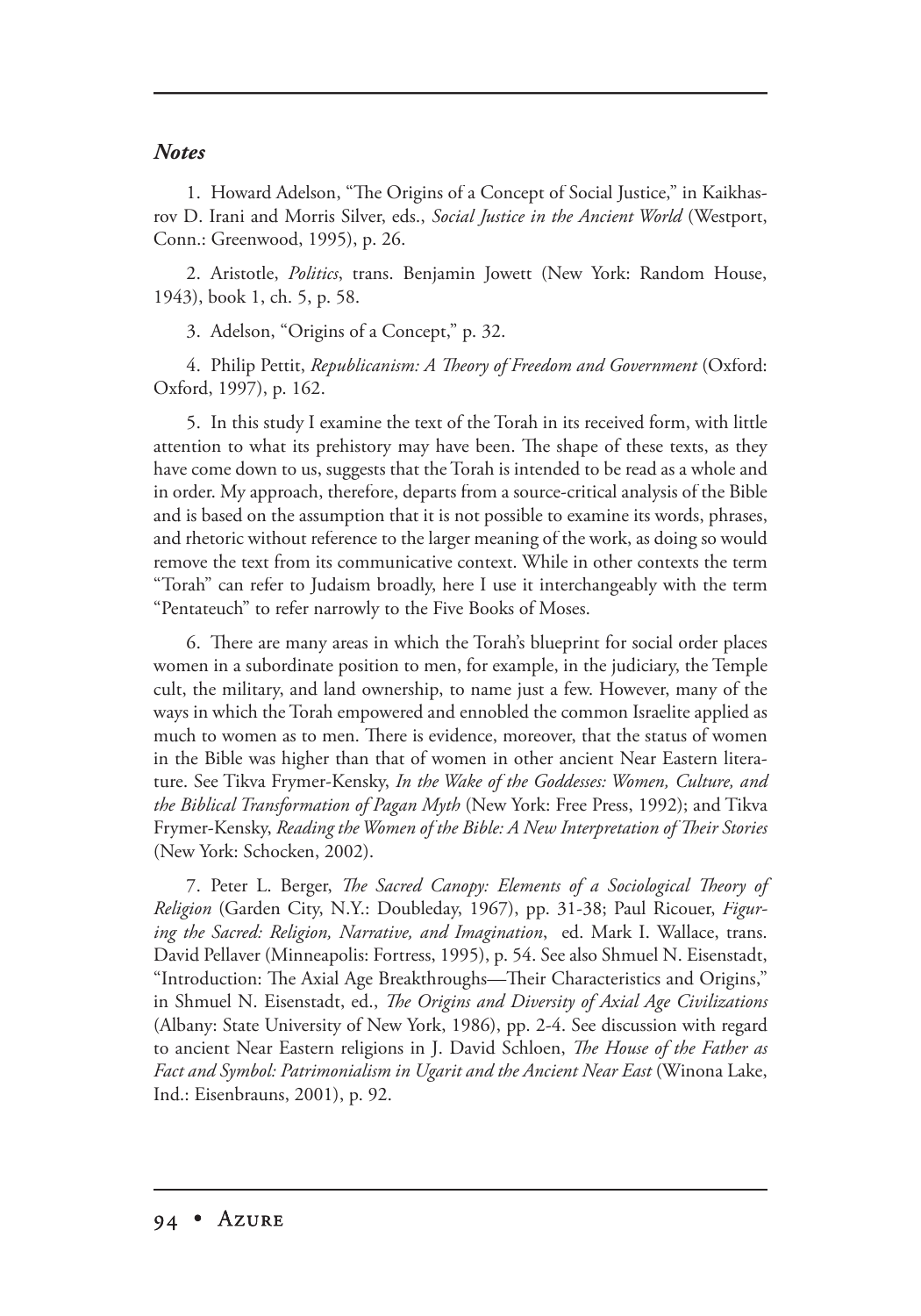### *Notes*

1. Howard Adelson, "The Origins of a Concept of Social Justice," in Kaikhasrov D. Irani and Morris Silver, eds., *Social Justice in the Ancient World* (Westport, Conn.: Greenwood, 1995), p. 26.

2. Aristotle, *Politics*, trans. Benjamin Jowett (New York: Random House, 1943), book 1, ch. 5, p. 58.

3. Adelson, "Origins of a Concept," p. 32.

4. Philip Pettit, *Republicanism: A Theory of Freedom and Government* (Oxford: Oxford, 1997), p. 162.

5. In this study I examine the text of the Torah in its received form, with little attention to what its prehistory may have been. The shape of these texts, as they have come down to us, suggests that the Torah is intended to be read as a whole and in order. My approach, therefore, departs from a source-critical analysis of the Bible and is based on the assumption that it is not possible to examine its words, phrases, and rhetoric without reference to the larger meaning of the work, as doing so would remove the text from its communicative context. While in other contexts the term "Torah" can refer to Judaism broadly, here I use it interchangeably with the term "Pentateuch" to refer narrowly to the Five Books of Moses.

6. There are many areas in which the Torah's blueprint for social order places women in a subordinate position to men, for example, in the judiciary, the Temple cult, the military, and land ownership, to name just a few. However, many of the ways in which the Torah empowered and ennobled the common Israelite applied as much to women as to men. There is evidence, moreover, that the status of women in the Bible was higher than that of women in other ancient Near Eastern literature. See Tikva Frymer-Kensky, *In the Wake of the Goddesses: Women, Culture, and the Biblical Transformation of Pagan Myth* (New York: Free Press, 1992); and Tikva Frymer-Kensky, *Reading the Women of the Bible: A New Interpretation of Their Stories* (New York: Schocken, 2002).

7. Peter L. Berger, *The Sacred Canopy: Elements of a Sociological Theory of Religion* (Garden City, N.Y.: Doubleday, 1967), pp. 31-38; Paul Ricouer, *Figuring the Sacred: Religion, Narrative, and Imagination*, ed. Mark I. Wallace, trans. David Pellaver (Minneapolis: Fortress, 1995), p. 54. See also Shmuel N. Eisenstadt, "Introduction: The Axial Age Breakthroughs—Their Characteristics and Origins," in Shmuel N. Eisenstadt, ed., *The Origins and Diversity of Axial Age Civilizations* (Albany: State University of New York, 1986), pp. 2-4. See discussion with regard to ancient Near Eastern religions in J. David Schloen, *The House of the Father as Fact and Symbol: Patrimonialism in Ugarit and the Ancient Near East* (Winona Lake, Ind.: Eisenbrauns, 2001), p. 92.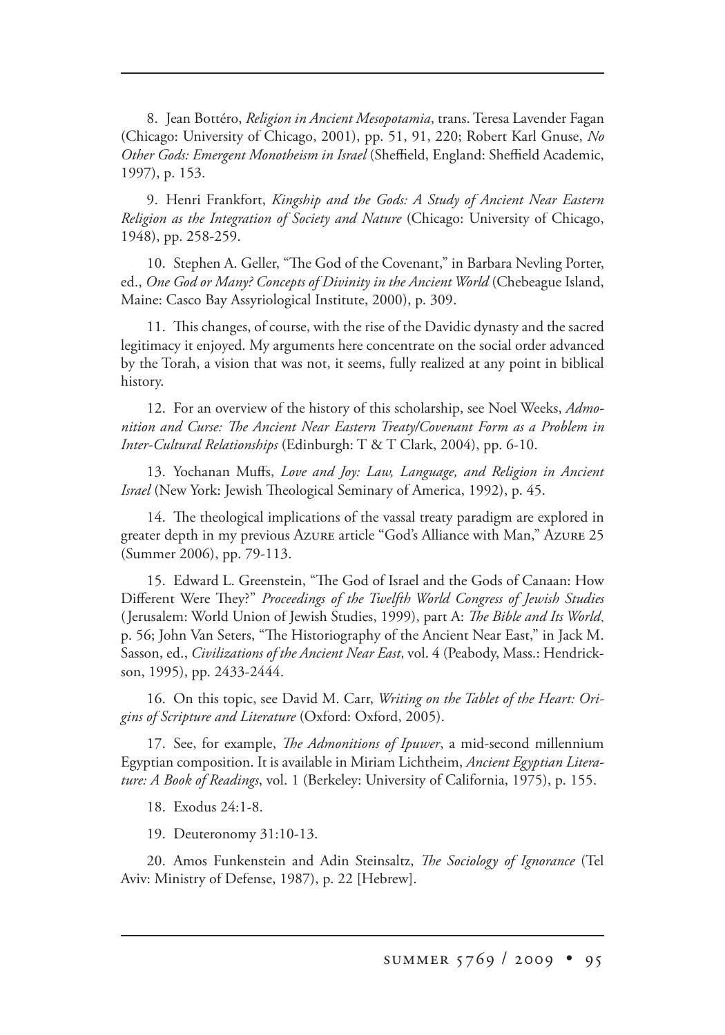8. Jean Bottéro, *Religion in Ancient Mesopotamia*, trans. Teresa Lavender Fagan (Chicago: University of Chicago, 2001), pp. 51, 91, 220; Robert Karl Gnuse, *No Other Gods: Emergent Monotheism in Israel* (Sheffield, England: Sheffield Academic, 1997), p. 153.

9. Henri Frankfort, *Kingship and the Gods: A Study of Ancient Near Eastern Religion as the Integration of Society and Nature* (Chicago: University of Chicago, 1948), pp. 258-259.

10. Stephen A. Geller, "The God of the Covenant," in Barbara Nevling Porter, ed., *One God or Many? Concepts of Divinity in the Ancient World* (Chebeague Island, Maine: Casco Bay Assyriological Institute, 2000), p. 309.

11. This changes, of course, with the rise of the Davidic dynasty and the sacred legitimacy it enjoyed. My arguments here concentrate on the social order advanced by the Torah, a vision that was not, it seems, fully realized at any point in biblical history.

12. For an overview of the history of this scholarship, see Noel Weeks, *Admonition and Curse: The Ancient Near Eastern Treaty/Covenant Form as a Problem in Inter-Cultural Relationships* (Edinburgh: T & T Clark, 2004), pp. 6-10.

13. Yochanan Muffs, *Love and Joy: Law, Language, and Religion in Ancient Israel* (New York: Jewish Theological Seminary of America, 1992), p. 45.

14. The theological implications of the vassal treaty paradigm are explored in greater depth in my previous Azure article "God's Alliance with Man," Azure 25 (Summer 2006), pp. 79-113.

15. Edward L. Greenstein, "The God of Israel and the Gods of Canaan: How Different Were They?" *Proceedings of the Twelfth World Congress of Jewish Studies* (Jerusalem: World Union of Jewish Studies, 1999), part A: *The Bible and Its World*, p. 56; John Van Seters, "The Historiography of the Ancient Near East," in Jack M. Sasson, ed., *Civilizations of the Ancient Near East*, vol. 4 (Peabody, Mass.: Hendrickson, 1995), pp. 2433-2444.

16. On this topic, see David M. Carr, *Writing on the Tablet of the Heart: Origins of Scripture and Literature* (Oxford: Oxford, 2005).

17. See, for example, *The Admonitions of Ipuwer*, a mid-second millennium Egyptian composition. It is available in Miriam Lichtheim, *Ancient Egyptian Literature: A Book of Readings*, vol. 1 (Berkeley: University of California, 1975), p. 155.

18. Exodus 24:1-8.

19. Deuteronomy 31:10-13.

20. Amos Funkenstein and Adin Steinsaltz, *The Sociology of Ignorance* (Tel Aviv: Ministry of Defense, 1987), p. 22 [Hebrew].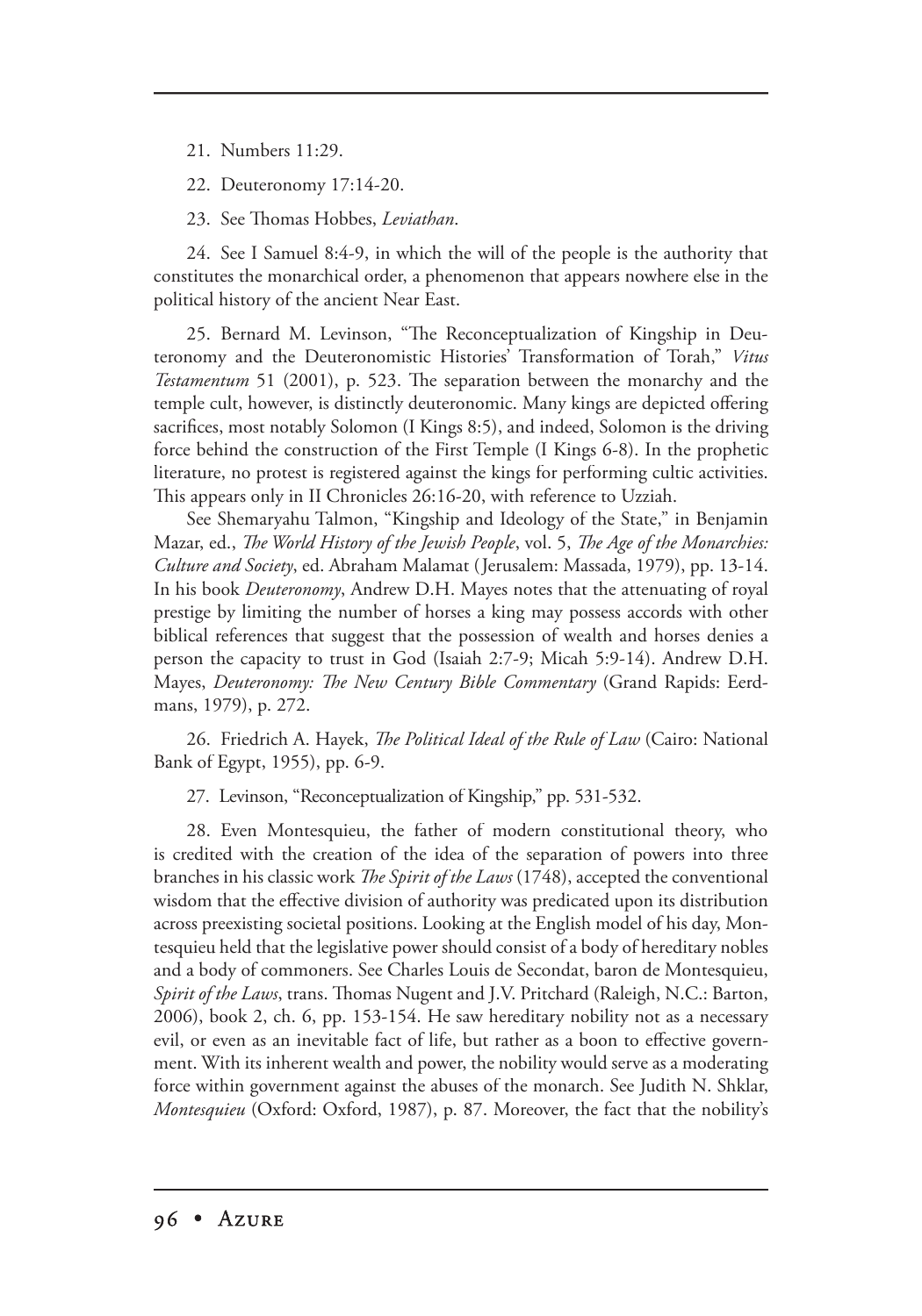21. Numbers 11:29.

22. Deuteronomy 17:14-20.

23. See Thomas Hobbes, *Leviathan*.

24. See I Samuel 8:4-9, in which the will of the people is the authority that constitutes the monarchical order, a phenomenon that appears nowhere else in the political history of the ancient Near East.

25. Bernard M. Levinson, "The Reconceptualization of Kingship in Deuteronomy and the Deuteronomistic Histories' Transformation of Torah," *Vitus Testamentum* 51 (2001), p. 523. The separation between the monarchy and the temple cult, however, is distinctly deuteronomic. Many kings are depicted offering sacrifices, most notably Solomon (I Kings 8:5), and indeed, Solomon is the driving force behind the construction of the First Temple (I Kings 6-8). In the prophetic literature, no protest is registered against the kings for performing cultic activities. This appears only in II Chronicles 26:16-20, with reference to Uzziah.

See Shemaryahu Talmon, "Kingship and Ideology of the State," in Benjamin Mazar, ed., *The World History of the Jewish People*, vol. 5, *The Age of the Monarchies: Culture and Society*, ed. Abraham Malamat (Jerusalem: Massada, 1979), pp. 13-14. In his book *Deuteronomy*, Andrew D.H. Mayes notes that the attenuating of royal prestige by limiting the number of horses a king may possess accords with other biblical references that suggest that the possession of wealth and horses denies a person the capacity to trust in God (Isaiah 2:7-9; Micah 5:9-14). Andrew D.H. Mayes, *Deuteronomy: The New Century Bible Commentary* (Grand Rapids: Eerdmans, 1979), p. 272.

26. Friedrich A. Hayek, *The Political Ideal of the Rule of Law* (Cairo: National Bank of Egypt, 1955), pp. 6-9.

27. Levinson, "Reconceptualization of Kingship," pp. 531-532.

28. Even Montesquieu, the father of modern constitutional theory, who is credited with the creation of the idea of the separation of powers into three branches in his classic work *The Spirit of the Laws* (1748), accepted the conventional wisdom that the effective division of authority was predicated upon its distribution across preexisting societal positions. Looking at the English model of his day, Montesquieu held that the legislative power should consist of a body of hereditary nobles and a body of commoners. See Charles Louis de Secondat, baron de Montesquieu, *Spirit of the Laws*, trans. Thomas Nugent and J.V. Pritchard (Raleigh, N.C.: Barton, 2006), book 2, ch. 6, pp. 153-154. He saw hereditary nobility not as a necessary evil, or even as an inevitable fact of life, but rather as a boon to effective government. With its inherent wealth and power, the nobility would serve as a moderating force within government against the abuses of the monarch. See Judith N. Shklar, *Montesquieu* (Oxford: Oxford, 1987), p. 87. Moreover, the fact that the nobility's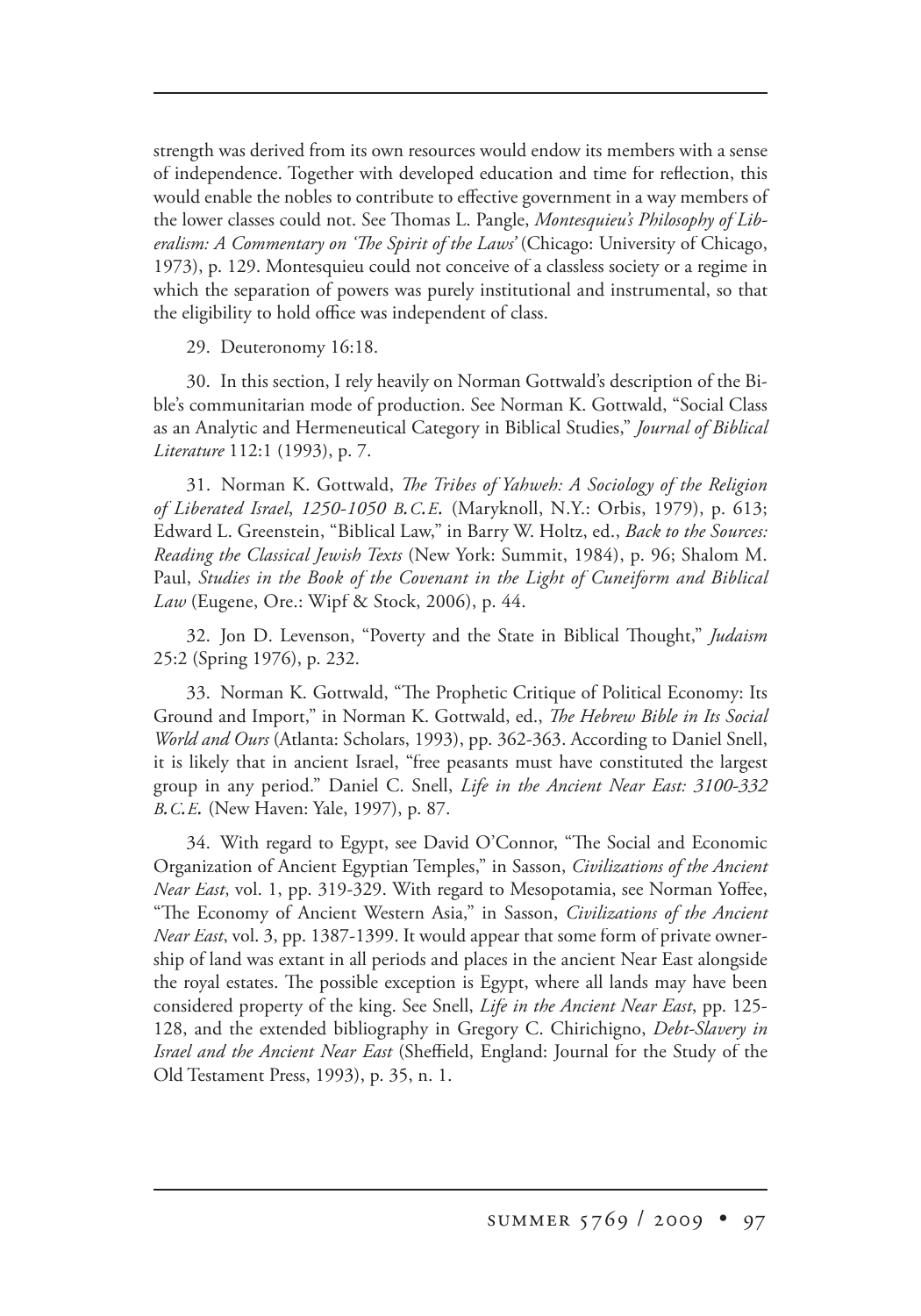strength was derived from its own resources would endow its members with a sense of independence. Together with developed education and time for reflection, this would enable the nobles to contribute to effective government in a way members of the lower classes could not. See Thomas L. Pangle, *Montesquieu's Philosophy of Liberalism: A Commentary on 'The Spirit of the Laws'* (Chicago: University of Chicago, 1973), p. 129. Montesquieu could not conceive of a classless society or a regime in which the separation of powers was purely institutional and instrumental, so that the eligibility to hold office was independent of class.

29. Deuteronomy 16:18.

30. In this section, I rely heavily on Norman Gottwald's description of the Bible's communitarian mode of production. See Norman K. Gottwald, "Social Class as an Analytic and Hermeneutical Category in Biblical Studies," *Journal of Biblical Literature* 112:1 (1993), p. 7.

31. Norman K. Gottwald, *The Tribes of Yahweh: A Sociology of the Religion of Liberated Israel, 1250-1050 B.C.E.* (Maryknoll, N.Y.: Orbis, 1979), p. 613; Edward L. Greenstein, "Biblical Law," in Barry W. Holtz, ed., *Back to the Sources: Reading the Classical Jewish Texts* (New York: Summit, 1984), p. 96; Shalom M. Paul, *Studies in the Book of the Covenant in the Light of Cuneiform and Biblical Law* (Eugene, Ore.: Wipf & Stock, 2006), p. 44.

32. Jon D. Levenson, "Poverty and the State in Biblical Thought," *Judaism* 25:2 (Spring 1976), p. 232.

33. Norman K. Gottwald, "The Prophetic Critique of Political Economy: Its Ground and Import," in Norman K. Gottwald, ed., *The Hebrew Bible in Its Social World and Ours* (Atlanta: Scholars, 1993), pp. 362-363. According to Daniel Snell, it is likely that in ancient Israel, "free peasants must have constituted the largest group in any period." Daniel C. Snell, *Life in the Ancient Near East: 3100-332 B.C.E.* (New Haven: Yale, 1997), p. 87.

34. With regard to Egypt, see David O'Connor, "The Social and Economic Organization of Ancient Egyptian Temples," in Sasson, *Civilizations of the Ancient Near East*, vol. 1, pp. 319-329. With regard to Mesopotamia, see Norman Yoffee, "The Economy of Ancient Western Asia," in Sasson, *Civilizations of the Ancient Near East*, vol. 3, pp. 1387-1399. It would appear that some form of private ownership of land was extant in all periods and places in the ancient Near East alongside the royal estates. The possible exception is Egypt, where all lands may have been considered property of the king. See Snell, *Life in the Ancient Near East*, pp. 125-128, and the extended bibliography in Gregory C. Chirichigno, *Debt-Slavery in Israel and the Ancient Near East* (Sheffield, England: Journal for the Study of the Old Testament Press, 1993), p. 35, n. 1.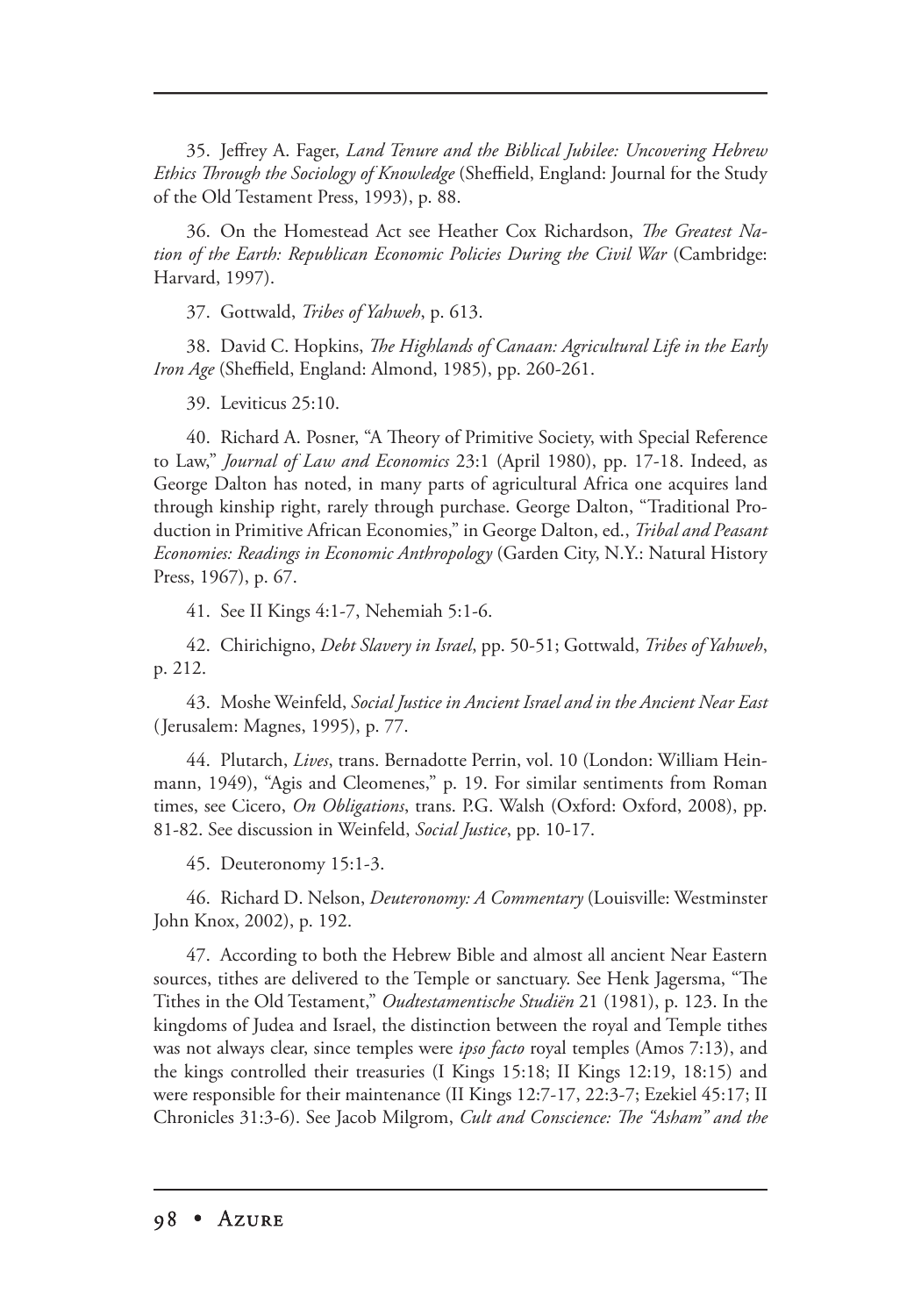35. Jeffrey A. Fager, *Land Tenure and the Biblical Jubilee: Uncovering Hebrew Ethics Through the Sociology of Knowledge* (Sheffield, England: Journal for the Study of the Old Testament Press, 1993), p. 88.

36. On the Homestead Act see Heather Cox Richardson, *The Greatest Nation of the Earth: Republican Economic Policies During the Civil War* (Cambridge: Harvard, 1997).

37. Gottwald, *Tribes of Yahweh*, p. 613.

38. David C. Hopkins, *The Highlands of Canaan: Agricultural Life in the Early Iron Age* (Sheffield, England: Almond, 1985), pp. 260-261.

39. Leviticus 25:10.

40. Richard A. Posner, "A Theory of Primitive Society, with Special Reference to Law," *Journal of Law and Economics* 23:1 (April 1980), pp. 17-18. Indeed, as George Dalton has noted, in many parts of agricultural Africa one acquires land through kinship right, rarely through purchase. George Dalton, "Traditional Production in Primitive African Economies," in George Dalton, ed., *Tribal and Peasant Economies: Readings in Economic Anthropology* (Garden City, N.Y.: Natural History Press, 1967), p. 67.

41. See II Kings 4:1-7, Nehemiah 5:1-6.

42. Chirichigno, *Debt Slavery in Israel*, pp. 50-51; Gottwald, *Tribes of Yahweh*, p. 212.

43. Moshe Weinfeld, *Social Justice in Ancient Israel and in the Ancient Near East* (Jerusalem: Magnes, 1995), p. 77.

44. Plutarch, *Lives*, trans. Bernadotte Perrin, vol. 10 (London: William Heinmann, 1949), "Agis and Cleomenes," p. 19. For similar sentiments from Roman times, see Cicero, *On Obligations*, trans. P.G. Walsh (Oxford: Oxford, 2008), pp. 81-82. See discussion in Weinfeld, *Social Justice*, pp. 10-17.

45. Deuteronomy 15:1-3.

46. Richard D. Nelson, *Deuteronomy: A Commentary* (Louisville: Westminster John Knox, 2002), p. 192.

47. According to both the Hebrew Bible and almost all ancient Near Eastern sources, tithes are delivered to the Temple or sanctuary. See Henk Jagersma, "The Tithes in the Old Testament," *Oudtestamentische Studiën* 21 (1981), p. 123. In the kingdoms of Judea and Israel, the distinction between the royal and Temple tithes was not always clear, since temples were *ipso facto* royal temples (Amos 7:13), and the kings controlled their treasuries (I Kings 15:18; II Kings 12:19, 18:15) and were responsible for their maintenance (II Kings 12:7-17, 22:3-7; Ezekiel 45:17; II Chronicles 31:3-6). See Jacob Milgrom, *Cult and Conscience: The "Asham" and the*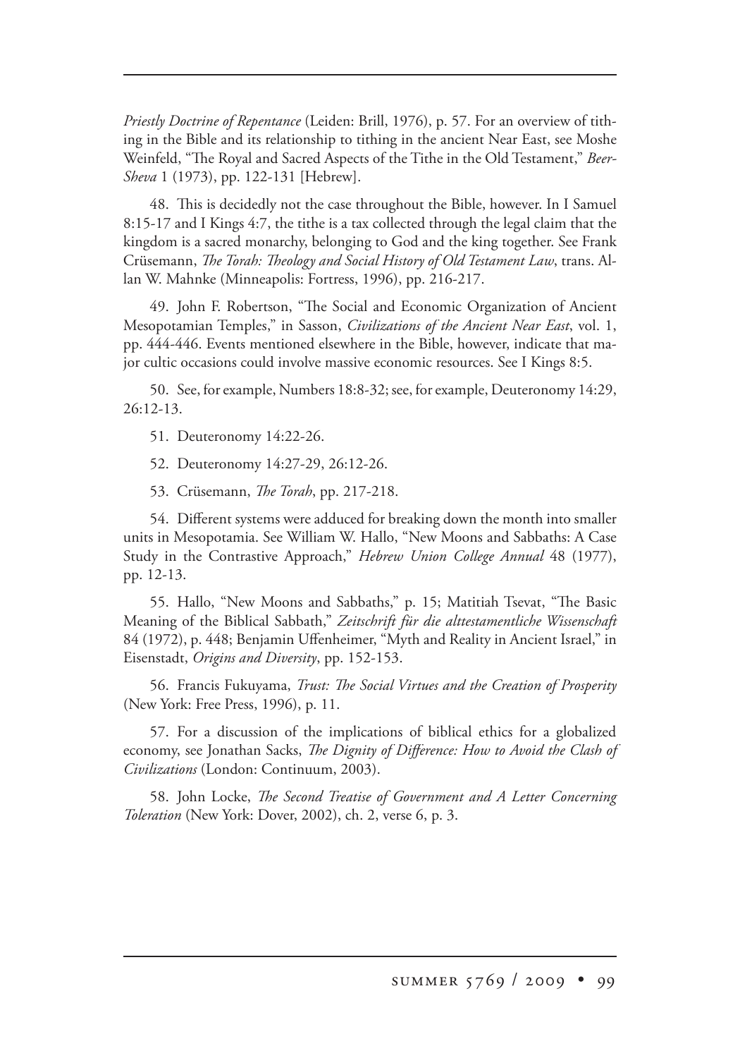*Priestly Doctrine of Repentance* (Leiden: Brill, 1976), p. 57. For an overview of tithing in the Bible and its relationship to tithing in the ancient Near East, see Moshe Weinfeld, "The Royal and Sacred Aspects of the Tithe in the Old Testament," *Beer-Sheva* 1 (1973), pp. 122-131 [Hebrew].

48. This is decidedly not the case throughout the Bible, however. In I Samuel 8:15-17 and I Kings 4:7, the tithe is a tax collected through the legal claim that the kingdom is a sacred monarchy, belonging to God and the king together. See Frank Crüsemann, *The Torah: Theology and Social History of Old Testament Law*, trans. Allan W. Mahnke (Minneapolis: Fortress, 1996), pp. 216-217.

49. John F. Robertson, "The Social and Economic Organization of Ancient Mesopotamian Temples," in Sasson, *Civilizations of the Ancient Near East*, vol. 1, pp. 444-446. Events mentioned elsewhere in the Bible, however, indicate that major cultic occasions could involve massive economic resources. See I Kings 8:5.

50. See, for example, Numbers 18:8-32; see, for example, Deuteronomy 14:29, 26:12-13.

51. Deuteronomy 14:22-26.

52. Deuteronomy 14:27-29, 26:12-26.

53. Crüsemann, *The Torah*, pp. 217-218.

54. Different systems were adduced for breaking down the month into smaller units in Mesopotamia. See William W. Hallo, "New Moons and Sabbaths: A Case Study in the Contrastive Approach," *Hebrew Union College Annual* 48 (1977), pp. 12-13.

55. Hallo, "New Moons and Sabbaths," p. 15; Matitiah Tsevat, "The Basic Meaning of the Biblical Sabbath," *Zeitschrift für die alttestamentliche Wissenschaft* 84 (1972), p. 448; Benjamin Uffenheimer, "Myth and Reality in Ancient Israel," in Eisenstadt, *Origins and Diversity*, pp. 152-153.

56. Francis Fukuyama, *Trust: The Social Virtues and the Creation of Prosperity* (New York: Free Press, 1996), p. 11.

57. For a discussion of the implications of biblical ethics for a globalized economy, see Jonathan Sacks, *The Dignity of Difference: How to Avoid the Clash of Civilizations* (London: Continuum, 2003).

58. John Locke, *The Second Treatise of Government and A Letter Concerning Toleration* (New York: Dover, 2002), ch. 2, verse 6, p. 3.